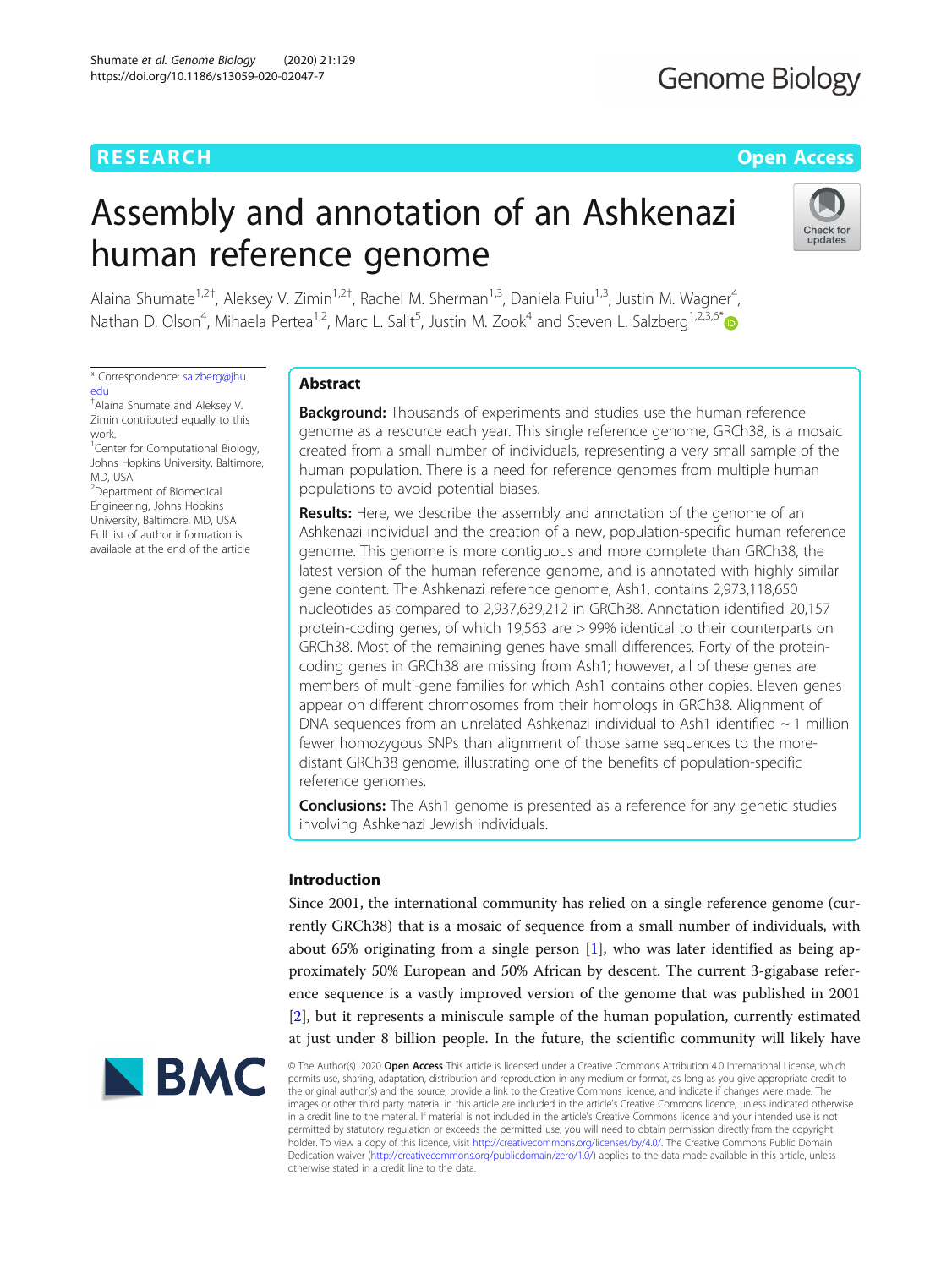**RESEARCH** **Open Access**

# Assembly and annotation of an Ashkenazi human reference genome

Alaina Shumate[1,2†], Aleksey V. Zimin[1,2†], Rachel M. Sherman[1,3], Daniela Puiu[1,3], Justin M. Wagner[4], Nathan D. Olson[4], Mihaela Pertea[1,2], Marc L. Salit[5], Justin M. Zook[4] and Steven L. Salzberg[1,2,3,6*]

\* Correspondence: salzberg@jhu.edu

† Alaina Shumate and Aleksey V. Zimin contributed equally to this work.

[1] Center for Computational Biology, Johns Hopkins University, Baltimore, MD, USA

[2] Department of Biomedical Engineering, Johns Hopkins University, Baltimore, MD, USA

Full list of author information is available at the end of the article

## Abstract

**Background:** Thousands of experiments and studies use the human reference genome as a resource each year. This single reference genome, GRCh38, is a mosaic created from a small number of individuals, representing a very small sample of the human population. There is a need for reference genomes from multiple human populations to avoid potential biases.

**Results:** Here, we describe the assembly and annotation of the genome of an Ashkenazi individual and the creation of a new, population-specific human reference genome. This genome is more contiguous and more complete than GRCh38, the latest version of the human reference genome, and is annotated with highly similar gene content. The Ashkenazi reference genome, Ash1, contains 2,973,118,650 nucleotides as compared to 2,937,639,212 in GRCh38. Annotation identified 20,157 protein-coding genes, of which 19,563 are > 99% identical to their counterparts on GRCh38. Most of the remaining genes have small differences. Forty of the protein-coding genes in GRCh38 are missing from Ash1; however, all of these genes are members of multi-gene families for which Ash1 contains other copies. Eleven genes appear on different chromosomes from their homologs in GRCh38. Alignment of DNA sequences from an unrelated Ashkenazi individual to Ash1 identified ~ 1 million fewer homozygous SNPs than alignment of those same sequences to the more-distant GRCh38 genome, illustrating one of the benefits of population-specific reference genomes.

**Conclusions:** The Ash1 genome is presented as a reference for any genetic studies involving Ashkenazi Jewish individuals.

## Introduction

Since 2001, the international community has relied on a single reference genome (currently GRCh38) that is a mosaic of sequence from a small number of individuals, with about 65% originating from a single person [1], who was later identified as being approximately 50% European and 50% African by descent. The current 3-gigabase reference sequence is a vastly improved version of the genome that was published in 2001 [2], but it represents a miniscule sample of the human population, currently estimated at just under 8 billion people. In the future, the scientific community will likely have

© The Author(s). 2020 **Open Access** This article is licensed under a Creative Commons Attribution 4.0 International License, which permits use, sharing, adaptation, distribution and reproduction in any medium or format, as long as you give appropriate credit to the original author(s) and the source, provide a link to the Creative Commons licence, and indicate if changes were made. The images or other third party material in this article are included in the article's Creative Commons licence, unless indicated otherwise in a credit line to the material. If material is not included in the article's Creative Commons licence and your intended use is not permitted by statutory regulation or exceeds the permitted use, you will need to obtain permission directly from the copyright holder. To view a copy of this licence, visit http://creativecommons.org/licenses/by/4.0/. The Creative Commons Public Domain Dedication waiver (http://creativecommons.org/publicdomain/zero/1.0/) applies to the data made available in this article, unless otherwise stated in a credit line to the data.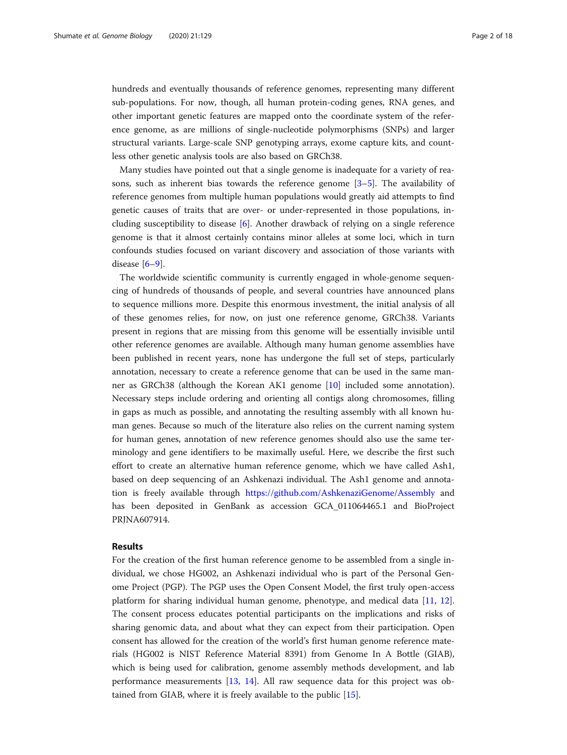hundreds and eventually thousands of reference genomes, representing many different sub-populations. For now, though, all human protein-coding genes, RNA genes, and other important genetic features are mapped onto the coordinate system of the reference genome, as are millions of single-nucleotide polymorphisms (SNPs) and larger structural variants. Large-scale SNP genotyping arrays, exome capture kits, and countless other genetic analysis tools are also based on GRCh38.

Many studies have pointed out that a single genome is inadequate for a variety of reasons, such as inherent bias towards the reference genome [3–5]. The availability of reference genomes from multiple human populations would greatly aid attempts to find genetic causes of traits that are over- or under-represented in those populations, including susceptibility to disease [6]. Another drawback of relying on a single reference genome is that it almost certainly contains minor alleles at some loci, which in turn confounds studies focused on variant discovery and association of those variants with disease [6–9].

The worldwide scientific community is currently engaged in whole-genome sequencing of hundreds of thousands of people, and several countries have announced plans to sequence millions more. Despite this enormous investment, the initial analysis of all of these genomes relies, for now, on just one reference genome, GRCh38. Variants present in regions that are missing from this genome will be essentially invisible until other reference genomes are available. Although many human genome assemblies have been published in recent years, none has undergone the full set of steps, particularly annotation, necessary to create a reference genome that can be used in the same manner as GRCh38 (although the Korean AK1 genome [10] included some annotation). Necessary steps include ordering and orienting all contigs along chromosomes, filling in gaps as much as possible, and annotating the resulting assembly with all known human genes. Because so much of the literature also relies on the current naming system for human genes, annotation of new reference genomes should also use the same terminology and gene identifiers to be maximally useful. Here, we describe the first such effort to create an alternative human reference genome, which we have called Ash1, based on deep sequencing of an Ashkenazi individual. The Ash1 genome and annotation is freely available through https://github.com/AshkenaziGenome/Assembly and has been deposited in GenBank as accession GCA_011064465.1 and BioProject PRJNA607914.

## Results

For the creation of the first human reference genome to be assembled from a single individual, we chose HG002, an Ashkenazi individual who is part of the Personal Genome Project (PGP). The PGP uses the Open Consent Model, the first truly open-access platform for sharing individual human genome, phenotype, and medical data [11, 12]. The consent process educates potential participants on the implications and risks of sharing genomic data, and about what they can expect from their participation. Open consent has allowed for the creation of the world's first human genome reference materials (HG002 is NIST Reference Material 8391) from Genome In A Bottle (GIAB), which is being used for calibration, genome assembly methods development, and lab performance measurements [13, 14]. All raw sequence data for this project was obtained from GIAB, where it is freely available to the public [15].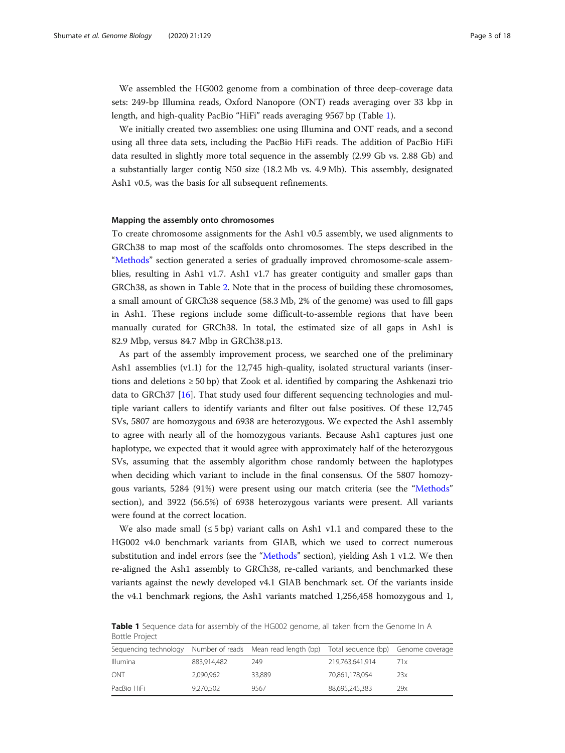We assembled the HG002 genome from a combination of three deep-coverage data sets: 249-bp Illumina reads, Oxford Nanopore (ONT) reads averaging over 33 kbp in length, and high-quality PacBio "HiFi" reads averaging 9567 bp (Table 1).

We initially created two assemblies: one using Illumina and ONT reads, and a second using all three data sets, including the PacBio HiFi reads. The addition of PacBio HiFi data resulted in slightly more total sequence in the assembly (2.99 Gb vs. 2.88 Gb) and a substantially larger contig N50 size (18.2 Mb vs. 4.9 Mb). This assembly, designated Ash1 v0.5, was the basis for all subsequent refinements.

### Mapping the assembly onto chromosomes

To create chromosome assignments for the Ash1 v0.5 assembly, we used alignments to GRCh38 to map most of the scaffolds onto chromosomes. The steps described in the "Methods" section generated a series of gradually improved chromosome-scale assemblies, resulting in Ash1 v1.7. Ash1 v1.7 has greater contiguity and smaller gaps than GRCh38, as shown in Table 2. Note that in the process of building these chromosomes, a small amount of GRCh38 sequence (58.3 Mb, 2% of the genome) was used to fill gaps in Ash1. These regions include some difficult-to-assemble regions that have been manually curated for GRCh38. In total, the estimated size of all gaps in Ash1 is 82.9 Mbp, versus 84.7 Mbp in GRCh38.p13.

As part of the assembly improvement process, we searched one of the preliminary Ash1 assemblies (v1.1) for the 12,745 high-quality, isolated structural variants (insertions and deletions ≥ 50 bp) that Zook et al. identified by comparing the Ashkenazi trio data to GRCh37 [16]. That study used four different sequencing technologies and multiple variant callers to identify variants and filter out false positives. Of these 12,745 SVs, 5807 are homozygous and 6938 are heterozygous. We expected the Ash1 assembly to agree with nearly all of the homozygous variants. Because Ash1 captures just one haplotype, we expected that it would agree with approximately half of the heterozygous SVs, assuming that the assembly algorithm chose randomly between the haplotypes when deciding which variant to include in the final consensus. Of the 5807 homozygous variants, 5284 (91%) were present using our match criteria (see the "Methods" section), and 3922 (56.5%) of 6938 heterozygous variants were present. All variants were found at the correct location.

We also made small (≤ 5 bp) variant calls on Ash1 v1.1 and compared these to the HG002 v4.0 benchmark variants from GIAB, which we used to correct numerous substitution and indel errors (see the "Methods" section), yielding Ash 1 v1.2. We then re-aligned the Ash1 assembly to GRCh38, re-called variants, and benchmarked these variants against the newly developed v4.1 GIAB benchmark set. Of the variants inside the v4.1 benchmark regions, the Ash1 variants matched 1,256,458 homozygous and 1,

**Table 1** Sequence data for assembly of the HG002 genome, all taken from the Genome In A Bottle Project

| Sequencing technology | Number of reads | Mean read length (bp) | Total sequence (bp) | Genome coverage |
|---|---|---|---|---|
| Illumina | 883,914,482 | 249 | 219,763,641,914 | 71x |
| ONT | 2,090,962 | 33,889 | 70,861,178,054 | 23x |
| PacBio HiFi | 9,270,502 | 9567 | 88,695,245,383 | 29x |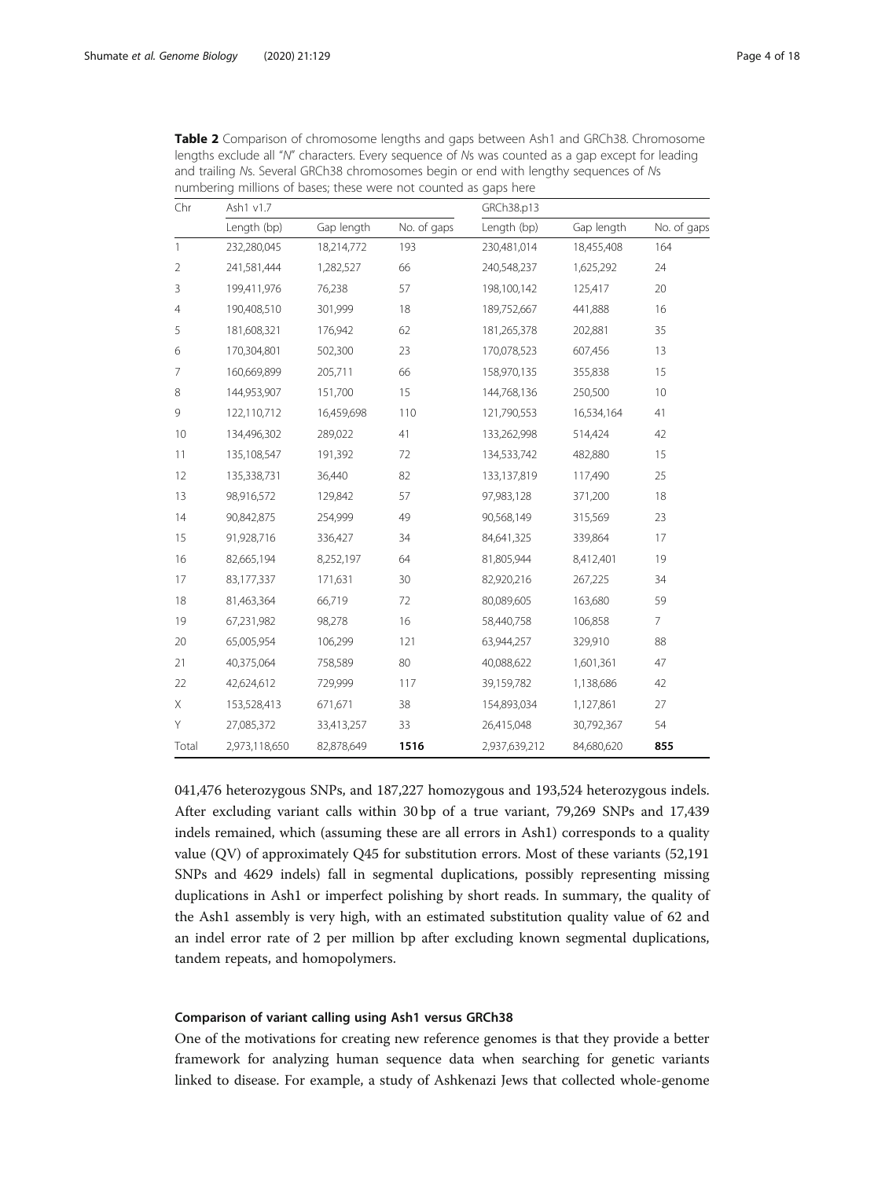**Table 2** Comparison of chromosome lengths and gaps between Ash1 and GRCh38. Chromosome lengths exclude all "*N*" characters. Every sequence of *N*s was counted as a gap except for leading and trailing *N*s. Several GRCh38 chromosomes begin or end with lengthy sequences of *N*s numbering millions of bases; these were not counted as gaps here

| Chr | Ash1 v1.7 | | | GRCh38.p13 | | |
|---|---|---|---|---|---|---|
| | Length (bp) | Gap length | No. of gaps | Length (bp) | Gap length | No. of gaps |
| 1 | 232,280,045 | 18,214,772 | 193 | 230,481,014 | 18,455,408 | 164 |
| 2 | 241,581,444 | 1,282,527 | 66 | 240,548,237 | 1,625,292 | 24 |
| 3 | 199,411,976 | 76,238 | 57 | 198,100,142 | 125,417 | 20 |
| 4 | 190,408,510 | 301,999 | 18 | 189,752,667 | 441,888 | 16 |
| 5 | 181,608,321 | 176,942 | 62 | 181,265,378 | 202,881 | 35 |
| 6 | 170,304,801 | 502,300 | 23 | 170,078,523 | 607,456 | 13 |
| 7 | 160,669,899 | 205,711 | 66 | 158,970,135 | 355,838 | 15 |
| 8 | 144,953,907 | 151,700 | 15 | 144,768,136 | 250,500 | 10 |
| 9 | 122,110,712 | 16,459,698 | 110 | 121,790,553 | 16,534,164 | 41 |
| 10 | 134,496,302 | 289,022 | 41 | 133,262,998 | 514,424 | 42 |
| 11 | 135,108,547 | 191,392 | 72 | 134,533,742 | 482,880 | 15 |
| 12 | 135,338,731 | 36,440 | 82 | 133,137,819 | 117,490 | 25 |
| 13 | 98,916,572 | 129,842 | 57 | 97,983,128 | 371,200 | 18 |
| 14 | 90,842,875 | 254,999 | 49 | 90,568,149 | 315,569 | 23 |
| 15 | 91,928,716 | 336,427 | 34 | 84,641,325 | 339,864 | 17 |
| 16 | 82,665,194 | 8,252,197 | 64 | 81,805,944 | 8,412,401 | 19 |
| 17 | 83,177,337 | 171,631 | 30 | 82,920,216 | 267,225 | 34 |
| 18 | 81,463,364 | 66,719 | 72 | 80,089,605 | 163,680 | 59 |
| 19 | 67,231,982 | 98,278 | 16 | 58,440,758 | 106,858 | 7 |
| 20 | 65,005,954 | 106,299 | 121 | 63,944,257 | 329,910 | 88 |
| 21 | 40,375,064 | 758,589 | 80 | 40,088,622 | 1,601,361 | 47 |
| 22 | 42,624,612 | 729,999 | 117 | 39,159,782 | 1,138,686 | 42 |
| X | 153,528,413 | 671,671 | 38 | 154,893,034 | 1,127,861 | 27 |
| Y | 27,085,372 | 33,413,257 | 33 | 26,415,048 | 30,792,367 | 54 |
| Total | 2,973,118,650 | 82,878,649 | **1516** | 2,937,639,212 | 84,680,620 | **855** |

041,476 heterozygous SNPs, and 187,227 homozygous and 193,524 heterozygous indels. After excluding variant calls within 30 bp of a true variant, 79,269 SNPs and 17,439 indels remained, which (assuming these are all errors in Ash1) corresponds to a quality value (QV) of approximately Q45 for substitution errors. Most of these variants (52,191 SNPs and 4629 indels) fall in segmental duplications, possibly representing missing duplications in Ash1 or imperfect polishing by short reads. In summary, the quality of the Ash1 assembly is very high, with an estimated substitution quality value of 62 and an indel error rate of 2 per million bp after excluding known segmental duplications, tandem repeats, and homopolymers.

#### Comparison of variant calling using Ash1 versus GRCh38

One of the motivations for creating new reference genomes is that they provide a better framework for analyzing human sequence data when searching for genetic variants linked to disease. For example, a study of Ashkenazi Jews that collected whole-genome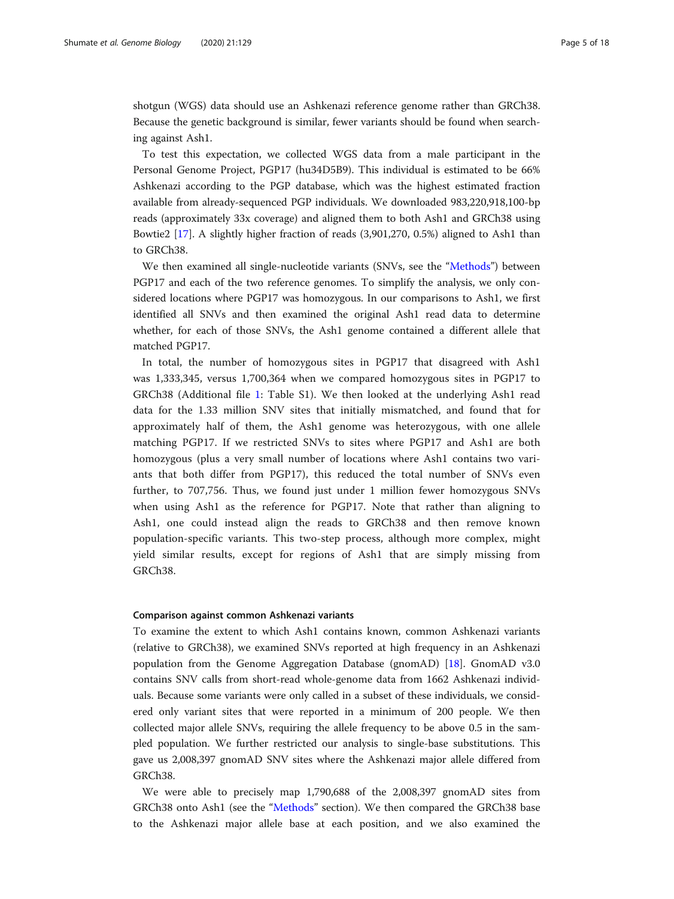shotgun (WGS) data should use an Ashkenazi reference genome rather than GRCh38. Because the genetic background is similar, fewer variants should be found when searching against Ash1.

To test this expectation, we collected WGS data from a male participant in the Personal Genome Project, PGP17 (hu34D5B9). This individual is estimated to be 66% Ashkenazi according to the PGP database, which was the highest estimated fraction available from already-sequenced PGP individuals. We downloaded 983,220,918,100-bp reads (approximately 33x coverage) and aligned them to both Ash1 and GRCh38 using Bowtie2 [17]. A slightly higher fraction of reads (3,901,270, 0.5%) aligned to Ash1 than to GRCh38.

We then examined all single-nucleotide variants (SNVs, see the "Methods") between PGP17 and each of the two reference genomes. To simplify the analysis, we only considered locations where PGP17 was homozygous. In our comparisons to Ash1, we first identified all SNVs and then examined the original Ash1 read data to determine whether, for each of those SNVs, the Ash1 genome contained a different allele that matched PGP17.

In total, the number of homozygous sites in PGP17 that disagreed with Ash1 was 1,333,345, versus 1,700,364 when we compared homozygous sites in PGP17 to GRCh38 (Additional file 1: Table S1). We then looked at the underlying Ash1 read data for the 1.33 million SNV sites that initially mismatched, and found that for approximately half of them, the Ash1 genome was heterozygous, with one allele matching PGP17. If we restricted SNVs to sites where PGP17 and Ash1 are both homozygous (plus a very small number of locations where Ash1 contains two variants that both differ from PGP17), this reduced the total number of SNVs even further, to 707,756. Thus, we found just under 1 million fewer homozygous SNVs when using Ash1 as the reference for PGP17. Note that rather than aligning to Ash1, one could instead align the reads to GRCh38 and then remove known population-specific variants. This two-step process, although more complex, might yield similar results, except for regions of Ash1 that are simply missing from GRCh38.

#### Comparison against common Ashkenazi variants

To examine the extent to which Ash1 contains known, common Ashkenazi variants (relative to GRCh38), we examined SNVs reported at high frequency in an Ashkenazi population from the Genome Aggregation Database (gnomAD) [18]. GnomAD v3.0 contains SNV calls from short-read whole-genome data from 1662 Ashkenazi individuals. Because some variants were only called in a subset of these individuals, we considered only variant sites that were reported in a minimum of 200 people. We then collected major allele SNVs, requiring the allele frequency to be above 0.5 in the sampled population. We further restricted our analysis to single-base substitutions. This gave us 2,008,397 gnomAD SNV sites where the Ashkenazi major allele differed from GRCh38.

We were able to precisely map 1,790,688 of the 2,008,397 gnomAD sites from GRCh38 onto Ash1 (see the "Methods" section). We then compared the GRCh38 base to the Ashkenazi major allele base at each position, and we also examined the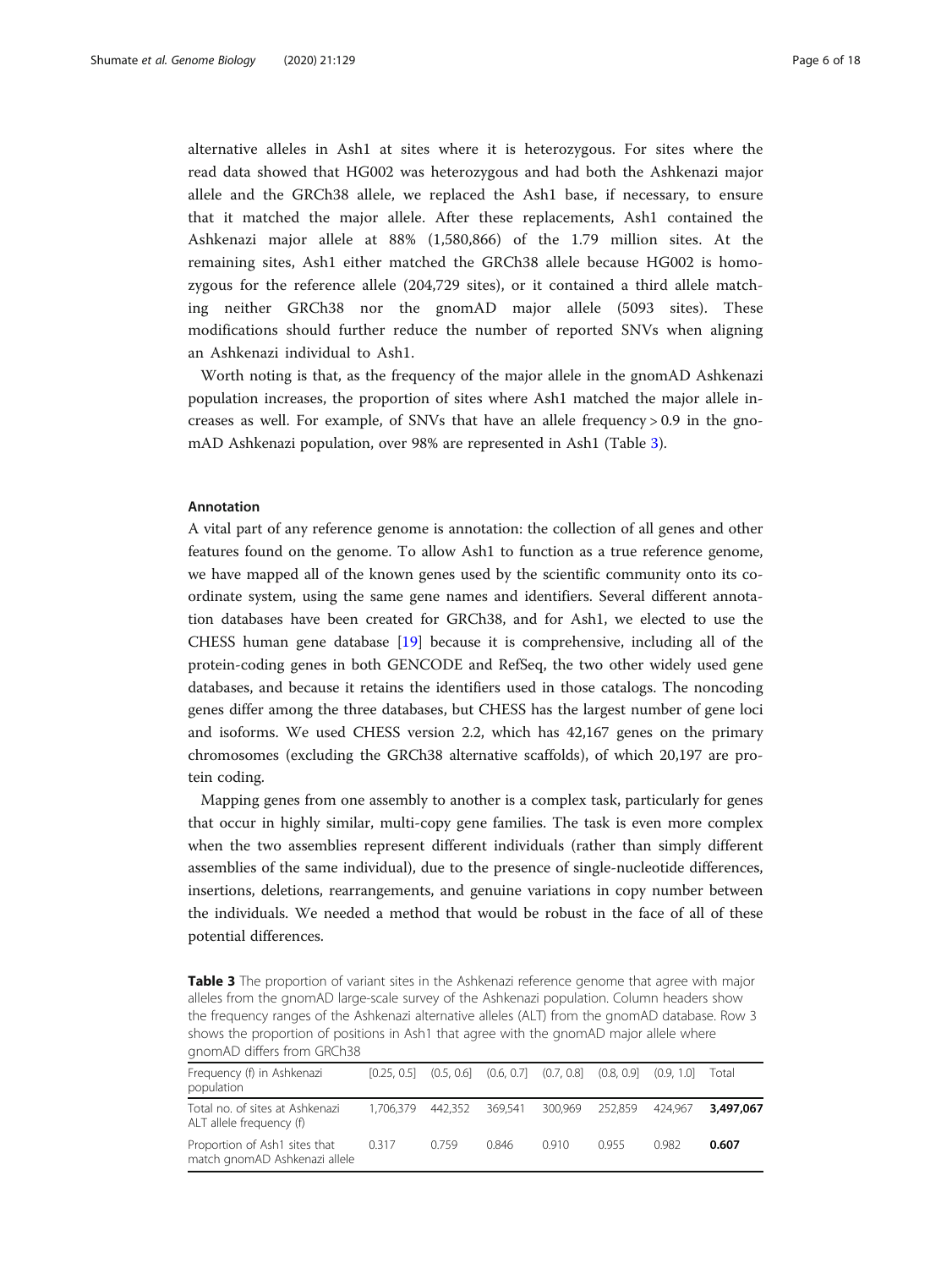alternative alleles in Ash1 at sites where it is heterozygous. For sites where the read data showed that HG002 was heterozygous and had both the Ashkenazi major allele and the GRCh38 allele, we replaced the Ash1 base, if necessary, to ensure that it matched the major allele. After these replacements, Ash1 contained the Ashkenazi major allele at 88% (1,580,866) of the 1.79 million sites. At the remaining sites, Ash1 either matched the GRCh38 allele because HG002 is homozygous for the reference allele (204,729 sites), or it contained a third allele matching neither GRCh38 nor the gnomAD major allele (5093 sites). These modifications should further reduce the number of reported SNVs when aligning an Ashkenazi individual to Ash1.

Worth noting is that, as the frequency of the major allele in the gnomAD Ashkenazi population increases, the proportion of sites where Ash1 matched the major allele increases as well. For example, of SNVs that have an allele frequency > 0.9 in the gnomAD Ashkenazi population, over 98% are represented in Ash1 (Table 3).

## Annotation

A vital part of any reference genome is annotation: the collection of all genes and other features found on the genome. To allow Ash1 to function as a true reference genome, we have mapped all of the known genes used by the scientific community onto its coordinate system, using the same gene names and identifiers. Several different annotation databases have been created for GRCh38, and for Ash1, we elected to use the CHESS human gene database [19] because it is comprehensive, including all of the protein-coding genes in both GENCODE and RefSeq, the two other widely used gene databases, and because it retains the identifiers used in those catalogs. The noncoding genes differ among the three databases, but CHESS has the largest number of gene loci and isoforms. We used CHESS version 2.2, which has 42,167 genes on the primary chromosomes (excluding the GRCh38 alternative scaffolds), of which 20,197 are protein coding.

Mapping genes from one assembly to another is a complex task, particularly for genes that occur in highly similar, multi-copy gene families. The task is even more complex when the two assemblies represent different individuals (rather than simply different assemblies of the same individual), due to the presence of single-nucleotide differences, insertions, deletions, rearrangements, and genuine variations in copy number between the individuals. We needed a method that would be robust in the face of all of these potential differences.

**Table 3** The proportion of variant sites in the Ashkenazi reference genome that agree with major alleles from the gnomAD large-scale survey of the Ashkenazi population. Column headers show the frequency ranges of the Ashkenazi alternative alleles (ALT) from the gnomAD database. Row 3 shows the proportion of positions in Ash1 that agree with the gnomAD major allele where gnomAD differs from GRCh38

| Frequency (f) in Ashkenazi population | [0.25, 0.5] | (0.5, 0.6] | (0.6, 0.7] | (0.7, 0.8] | (0.8, 0.9] | (0.9, 1.0] | Total |
|---|---|---|---|---|---|---|---|
| Total no. of sites at Ashkenazi ALT allele frequency (f) | 1,706,379 | 442,352 | 369,541 | 300,969 | 252,859 | 424,967 | **3,497,067** |
| Proportion of Ash1 sites that match gnomAD Ashkenazi allele | 0.317 | 0.759 | 0.846 | 0.910 | 0.955 | 0.982 | **0.607** |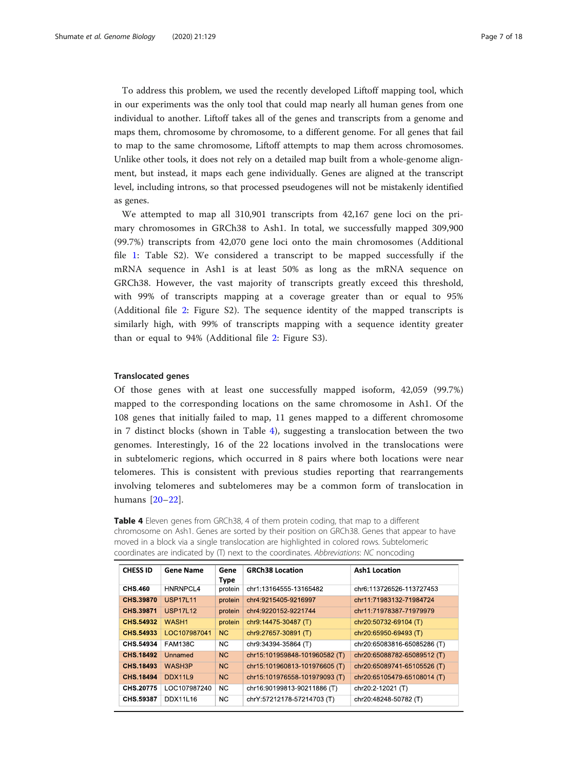To address this problem, we used the recently developed Liftoff mapping tool, which in our experiments was the only tool that could map nearly all human genes from one individual to another. Liftoff takes all of the genes and transcripts from a genome and maps them, chromosome by chromosome, to a different genome. For all genes that fail to map to the same chromosome, Liftoff attempts to map them across chromosomes. Unlike other tools, it does not rely on a detailed map built from a whole-genome alignment, but instead, it maps each gene individually. Genes are aligned at the transcript level, including introns, so that processed pseudogenes will not be mistakenly identified as genes.

We attempted to map all 310,901 transcripts from 42,167 gene loci on the primary chromosomes in GRCh38 to Ash1. In total, we successfully mapped 309,900 (99.7%) transcripts from 42,070 gene loci onto the main chromosomes (Additional file 1: Table S2). We considered a transcript to be mapped successfully if the mRNA sequence in Ash1 is at least 50% as long as the mRNA sequence on GRCh38. However, the vast majority of transcripts greatly exceed this threshold, with 99% of transcripts mapping at a coverage greater than or equal to 95% (Additional file 2: Figure S2). The sequence identity of the mapped transcripts is similarly high, with 99% of transcripts mapping with a sequence identity greater than or equal to 94% (Additional file 2: Figure S3).

### Translocated genes

Of those genes with at least one successfully mapped isoform, 42,059 (99.7%) mapped to the corresponding locations on the same chromosome in Ash1. Of the 108 genes that initially failed to map, 11 genes mapped to a different chromosome in 7 distinct blocks (shown in Table 4), suggesting a translocation between the two genomes. Interestingly, 16 of the 22 locations involved in the translocations were in subtelomeric regions, which occurred in 8 pairs where both locations were near telomeres. This is consistent with previous studies reporting that rearrangements involving telomeres and subtelomeres may be a common form of translocation in humans [20–22].

**Table 4** Eleven genes from GRCh38, 4 of them protein coding, that map to a different chromosome on Ash1. Genes are sorted by their position on GRCh38. Genes that appear to have moved in a block via a single translocation are highlighted in colored rows. Subtelomeric coordinates are indicated by (T) next to the coordinates. *Abbreviations*: *NC* noncoding

| CHESS ID | Gene Name | Gene Type | GRCh38 Location | Ash1 Location |
|---|---|---|---|---|
| CHS.460 | HNRNPCL4 | protein | chr1:13164555-13165482 | chr6:113726526-113727453 |
| CHS.39870 | USP17L11 | protein | chr4:9215405-9216997 | chr11:71983132-71984724 |
| CHS.39871 | USP17L12 | protein | chr4:9220152-9221744 | chr11:71978387-71979979 |
| CHS.54932 | WASH1 | protein | chr9:14475-30487 (T) | chr20:50732-69104 (T) |
| CHS.54933 | LOC107987041 | NC | chr9:27657-30891 (T) | chr20:65950-69493 (T) |
| CHS.54934 | FAM138C | NC | chr9:34394-35864 (T) | chr20:65083816-65085286 (T) |
| CHS.18492 | Unnamed | NC | chr15:101959848-101960582 (T) | chr20:65088782-65089512 (T) |
| CHS.18493 | WASH3P | NC | chr15:101960813-101976605 (T) | chr20:65089741-65105526 (T) |
| CHS.18494 | DDX11L9 | NC | chr15:101976558-101979093 (T) | chr20:65105479-65108014 (T) |
| CHS.20775 | LOC107987240 | NC | chr16:90199813-90211886 (T) | chr20:2-12021 (T) |
| CHS.59387 | DDX11L16 | NC | chrY:57212178-57214703 (T) | chr20:48248-50782 (T) |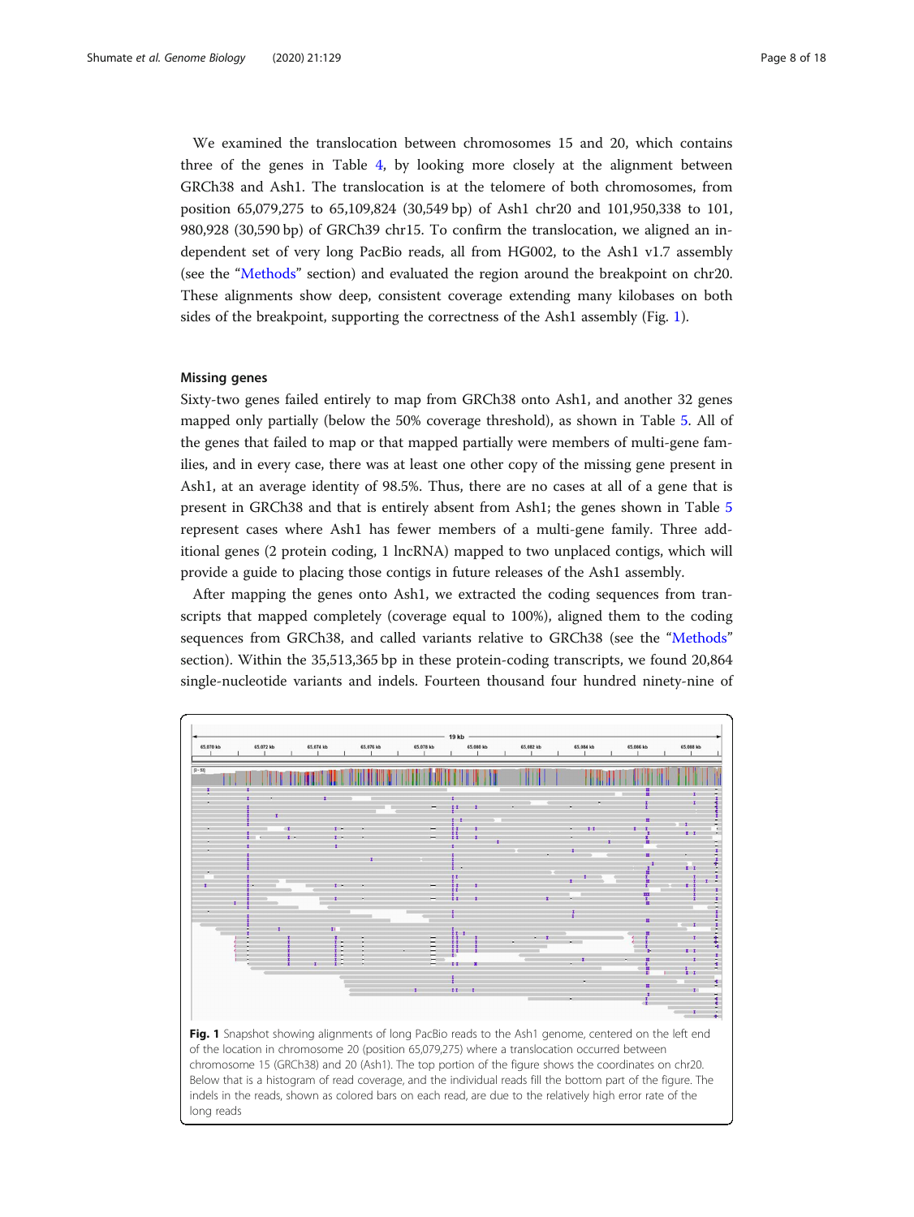We examined the translocation between chromosomes 15 and 20, which contains three of the genes in Table 4, by looking more closely at the alignment between GRCh38 and Ash1. The translocation is at the telomere of both chromosomes, from position 65,079,275 to 65,109,824 (30,549 bp) of Ash1 chr20 and 101,950,338 to 101,980,928 (30,590 bp) of GRCh39 chr15. To confirm the translocation, we aligned an independent set of very long PacBio reads, all from HG002, to the Ash1 v1.7 assembly (see the "Methods" section) and evaluated the region around the breakpoint on chr20. These alignments show deep, consistent coverage extending many kilobases on both sides of the breakpoint, supporting the correctness of the Ash1 assembly (Fig. 1).

#### Missing genes

Sixty-two genes failed entirely to map from GRCh38 onto Ash1, and another 32 genes mapped only partially (below the 50% coverage threshold), as shown in Table 5. All of the genes that failed to map or that mapped partially were members of multi-gene families, and in every case, there was at least one other copy of the missing gene present in Ash1, at an average identity of 98.5%. Thus, there are no cases at all of a gene that is present in GRCh38 and that is entirely absent from Ash1; the genes shown in Table 5 represent cases where Ash1 has fewer members of a multi-gene family. Three additional genes (2 protein coding, 1 lncRNA) mapped to two unplaced contigs, which will provide a guide to placing those contigs in future releases of the Ash1 assembly.

After mapping the genes onto Ash1, we extracted the coding sequences from transcripts that mapped completely (coverage equal to 100%), aligned them to the coding sequences from GRCh38, and called variants relative to GRCh38 (see the "Methods" section). Within the 35,513,365 bp in these protein-coding transcripts, we found 20,864 single-nucleotide variants and indels. Fourteen thousand four hundred ninety-nine of

**Fig. 1** Snapshot showing alignments of long PacBio reads to the Ash1 genome, centered on the left end of the location in chromosome 20 (position 65,079,275) where a translocation occurred between chromosome 15 (GRCh38) and 20 (Ash1). The top portion of the figure shows the coordinates on chr20. Below that is a histogram of read coverage, and the individual reads fill the bottom part of the figure. The indels in the reads, shown as colored bars on each read, are due to the relatively high error rate of the long reads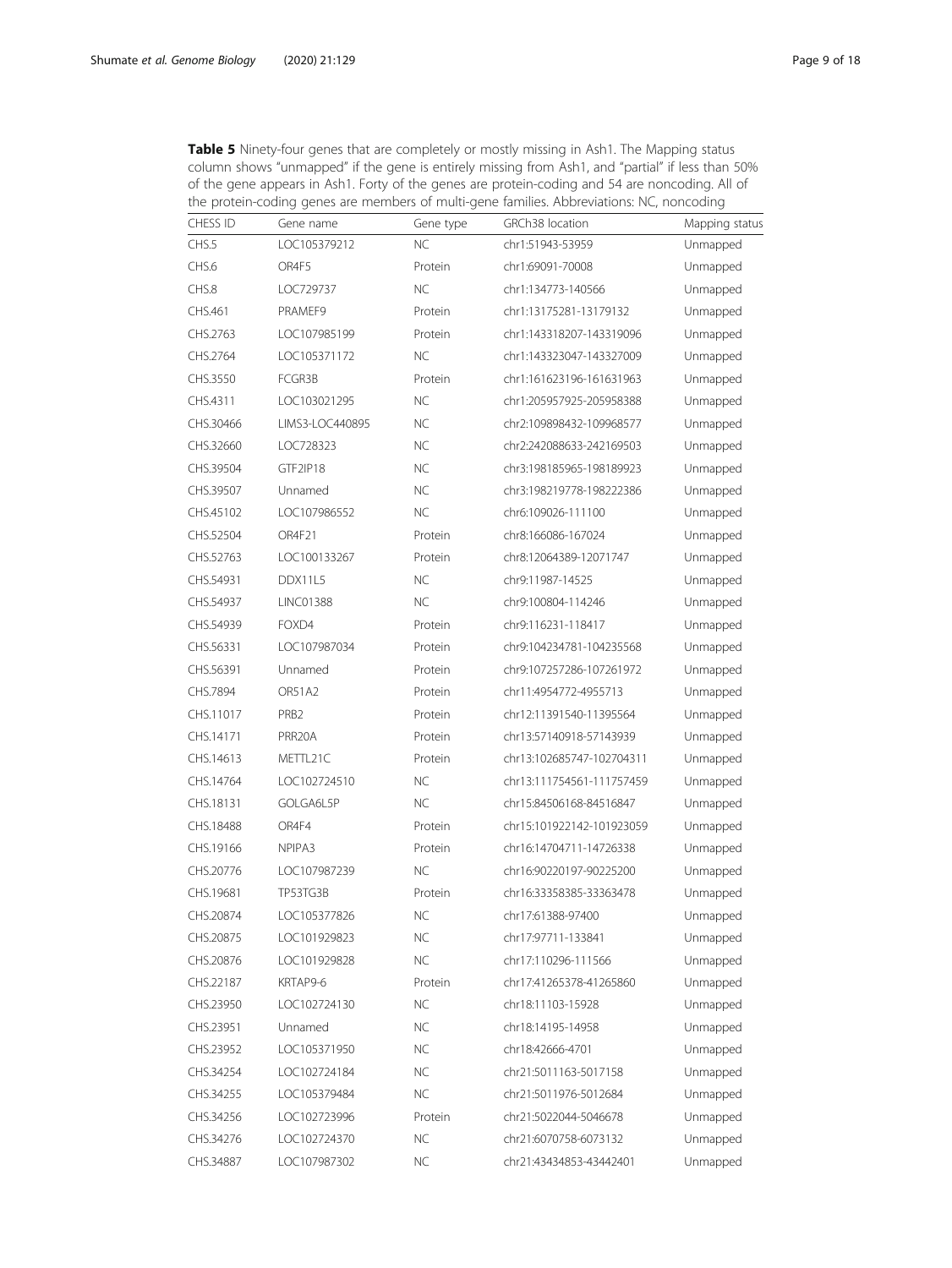**Table 5** Ninety-four genes that are completely or mostly missing in Ash1. The Mapping status column shows "unmapped" if the gene is entirely missing from Ash1, and "partial" if less than 50% of the gene appears in Ash1. Forty of the genes are protein-coding and 54 are noncoding. All of the protein-coding genes are members of multi-gene families. Abbreviations: NC, noncoding

| CHESS ID | Gene name | Gene type | GRCh38 location | Mapping status |
|---|---|---|---|---|
| CHS.5 | LOC105379212 | NC | chr1:51943-53959 | Unmapped |
| CHS.6 | OR4F5 | Protein | chr1:69091-70008 | Unmapped |
| CHS.8 | LOC729737 | NC | chr1:134773-140566 | Unmapped |
| CHS.461 | PRAMEF9 | Protein | chr1:13175281-13179132 | Unmapped |
| CHS.2763 | LOC107985199 | Protein | chr1:143318207-143319096 | Unmapped |
| CHS.2764 | LOC105371172 | NC | chr1:143323047-143327009 | Unmapped |
| CHS.3550 | FCGR3B | Protein | chr1:161623196-161631963 | Unmapped |
| CHS.4311 | LOC103021295 | NC | chr1:205957925-205958388 | Unmapped |
| CHS.30466 | LIMS3-LOC440895 | NC | chr2:109898432-109968577 | Unmapped |
| CHS.32660 | LOC728323 | NC | chr2:242088633-242169503 | Unmapped |
| CHS.39504 | GTF2IP18 | NC | chr3:198185965-198189923 | Unmapped |
| CHS.39507 | Unnamed | NC | chr3:198219778-198222386 | Unmapped |
| CHS.45102 | LOC107986552 | NC | chr6:109026-111100 | Unmapped |
| CHS.52504 | OR4F21 | Protein | chr8:166086-167024 | Unmapped |
| CHS.52763 | LOC100133267 | Protein | chr8:12064389-12071747 | Unmapped |
| CHS.54931 | DDX11L5 | NC | chr9:11987-14525 | Unmapped |
| CHS.54937 | LINC01388 | NC | chr9:100804-114246 | Unmapped |
| CHS.54939 | FOXD4 | Protein | chr9:116231-118417 | Unmapped |
| CHS.56331 | LOC107987034 | Protein | chr9:104234781-104235568 | Unmapped |
| CHS.56391 | Unnamed | Protein | chr9:107257286-107261972 | Unmapped |
| CHS.7894 | OR51A2 | Protein | chr11:4954772-4955713 | Unmapped |
| CHS.11017 | PRB2 | Protein | chr12:11391540-11395564 | Unmapped |
| CHS.14171 | PRR20A | Protein | chr13:57140918-57143939 | Unmapped |
| CHS.14613 | METTL21C | Protein | chr13:102685747-102704311 | Unmapped |
| CHS.14764 | LOC102724510 | NC | chr13:111754561-111757459 | Unmapped |
| CHS.18131 | GOLGA6L5P | NC | chr15:84506168-84516847 | Unmapped |
| CHS.18488 | OR4F4 | Protein | chr15:101922142-101923059 | Unmapped |
| CHS.19166 | NPIPA3 | Protein | chr16:14704711-14726338 | Unmapped |
| CHS.20776 | LOC107987239 | NC | chr16:90220197-90225200 | Unmapped |
| CHS.19681 | TP53TG3B | Protein | chr16:33358385-33363478 | Unmapped |
| CHS.20874 | LOC105377826 | NC | chr17:61388-97400 | Unmapped |
| CHS.20875 | LOC101929823 | NC | chr17:97711-133841 | Unmapped |
| CHS.20876 | LOC101929828 | NC | chr17:110296-111566 | Unmapped |
| CHS.22187 | KRTAP9-6 | Protein | chr17:41265378-41265860 | Unmapped |
| CHS.23950 | LOC102724130 | NC | chr18:11103-15928 | Unmapped |
| CHS.23951 | Unnamed | NC | chr18:14195-14958 | Unmapped |
| CHS.23952 | LOC105371950 | NC | chr18:42666-4701 | Unmapped |
| CHS.34254 | LOC102724184 | NC | chr21:5011163-5017158 | Unmapped |
| CHS.34255 | LOC105379484 | NC | chr21:5011976-5012684 | Unmapped |
| CHS.34256 | LOC102723996 | Protein | chr21:5022044-5046678 | Unmapped |
| CHS.34276 | LOC102724370 | NC | chr21:6070758-6073132 | Unmapped |
| CHS.34887 | LOC107987302 | NC | chr21:43434853-43442401 | Unmapped |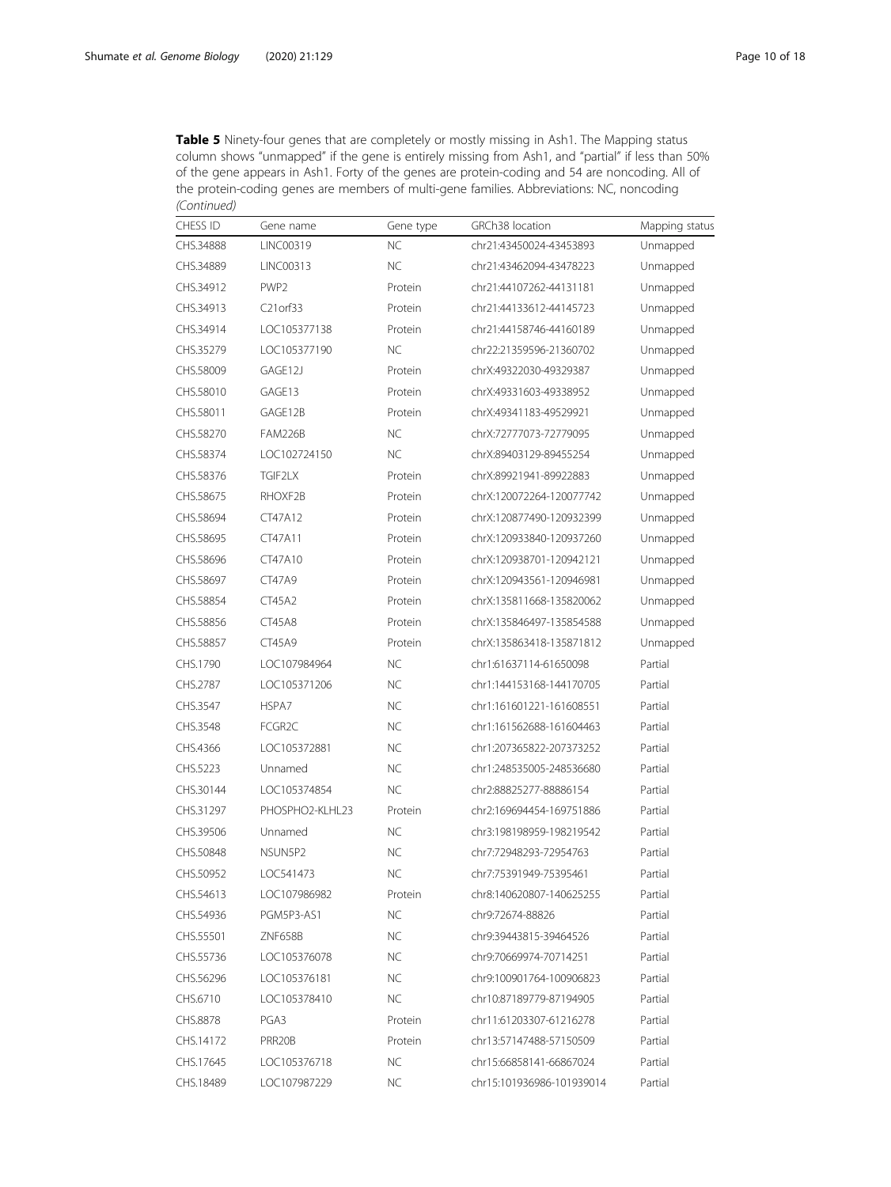**Table 5** Ninety-four genes that are completely or mostly missing in Ash1. The Mapping status column shows "unmapped" if the gene is entirely missing from Ash1, and "partial" if less than 50% of the gene appears in Ash1. Forty of the genes are protein-coding and 54 are noncoding. All of the protein-coding genes are members of multi-gene families. Abbreviations: NC, noncoding *(Continued)*

| CHESS ID | Gene name | Gene type | GRCh38 location | Mapping status |
|---|---|---|---|---|
| CHS.34888 | LINC00319 | NC | chr21:43450024-43453893 | Unmapped |
| CHS.34889 | LINC00313 | NC | chr21:43462094-43478223 | Unmapped |
| CHS.34912 | PWP2 | Protein | chr21:44107262-44131181 | Unmapped |
| CHS.34913 | C21orf33 | Protein | chr21:44133612-44145723 | Unmapped |
| CHS.34914 | LOC105377138 | Protein | chr21:44158746-44160189 | Unmapped |
| CHS.35279 | LOC105377190 | NC | chr22:21359596-21360702 | Unmapped |
| CHS.58009 | GAGE12J | Protein | chrX:49322030-49329387 | Unmapped |
| CHS.58010 | GAGE13 | Protein | chrX:49331603-49338952 | Unmapped |
| CHS.58011 | GAGE12B | Protein | chrX:49341183-49529921 | Unmapped |
| CHS.58270 | FAM226B | NC | chrX:72777073-72779095 | Unmapped |
| CHS.58374 | LOC102724150 | NC | chrX:89403129-89455254 | Unmapped |
| CHS.58376 | TGIF2LX | Protein | chrX:89921941-89922883 | Unmapped |
| CHS.58675 | RHOXF2B | Protein | chrX:120072264-120077742 | Unmapped |
| CHS.58694 | CT47A12 | Protein | chrX:120877490-120932399 | Unmapped |
| CHS.58695 | CT47A11 | Protein | chrX:120933840-120937260 | Unmapped |
| CHS.58696 | CT47A10 | Protein | chrX:120938701-120942121 | Unmapped |
| CHS.58697 | CT47A9 | Protein | chrX:120943561-120946981 | Unmapped |
| CHS.58854 | CT45A2 | Protein | chrX:135811668-135820062 | Unmapped |
| CHS.58856 | CT45A8 | Protein | chrX:135846497-135854588 | Unmapped |
| CHS.58857 | CT45A9 | Protein | chrX:135863418-135871812 | Unmapped |
| CHS.1790 | LOC107984964 | NC | chr1:61637114-61650098 | Partial |
| CHS.2787 | LOC105371206 | NC | chr1:144153168-144170705 | Partial |
| CHS.3547 | HSPA7 | NC | chr1:161601221-161608551 | Partial |
| CHS.3548 | FCGR2C | NC | chr1:161562688-161604463 | Partial |
| CHS.4366 | LOC105372881 | NC | chr1:207365822-207373252 | Partial |
| CHS.5223 | Unnamed | NC | chr1:248535005-248536680 | Partial |
| CHS.30144 | LOC105374854 | NC | chr2:88825277-88886154 | Partial |
| CHS.31297 | PHOSPHO2-KLHL23 | Protein | chr2:169694454-169751886 | Partial |
| CHS.39506 | Unnamed | NC | chr3:198198959-198219542 | Partial |
| CHS.50848 | NSUN5P2 | NC | chr7:72948293-72954763 | Partial |
| CHS.50952 | LOC541473 | NC | chr7:75391949-75395461 | Partial |
| CHS.54613 | LOC107986982 | Protein | chr8:140620807-140625255 | Partial |
| CHS.54936 | PGM5P3-AS1 | NC | chr9:72674-88826 | Partial |
| CHS.55501 | ZNF658B | NC | chr9:39443815-39464526 | Partial |
| CHS.55736 | LOC105376078 | NC | chr9:70669974-70714251 | Partial |
| CHS.56296 | LOC105376181 | NC | chr9:100901764-100906823 | Partial |
| CHS.6710 | LOC105378410 | NC | chr10:87189779-87194905 | Partial |
| CHS.8878 | PGA3 | Protein | chr11:61203307-61216278 | Partial |
| CHS.14172 | PRR20B | Protein | chr13:57147488-57150509 | Partial |
| CHS.17645 | LOC105376718 | NC | chr15:66858141-66867024 | Partial |
| CHS.18489 | LOC107987229 | NC | chr15:101936986-101939014 | Partial |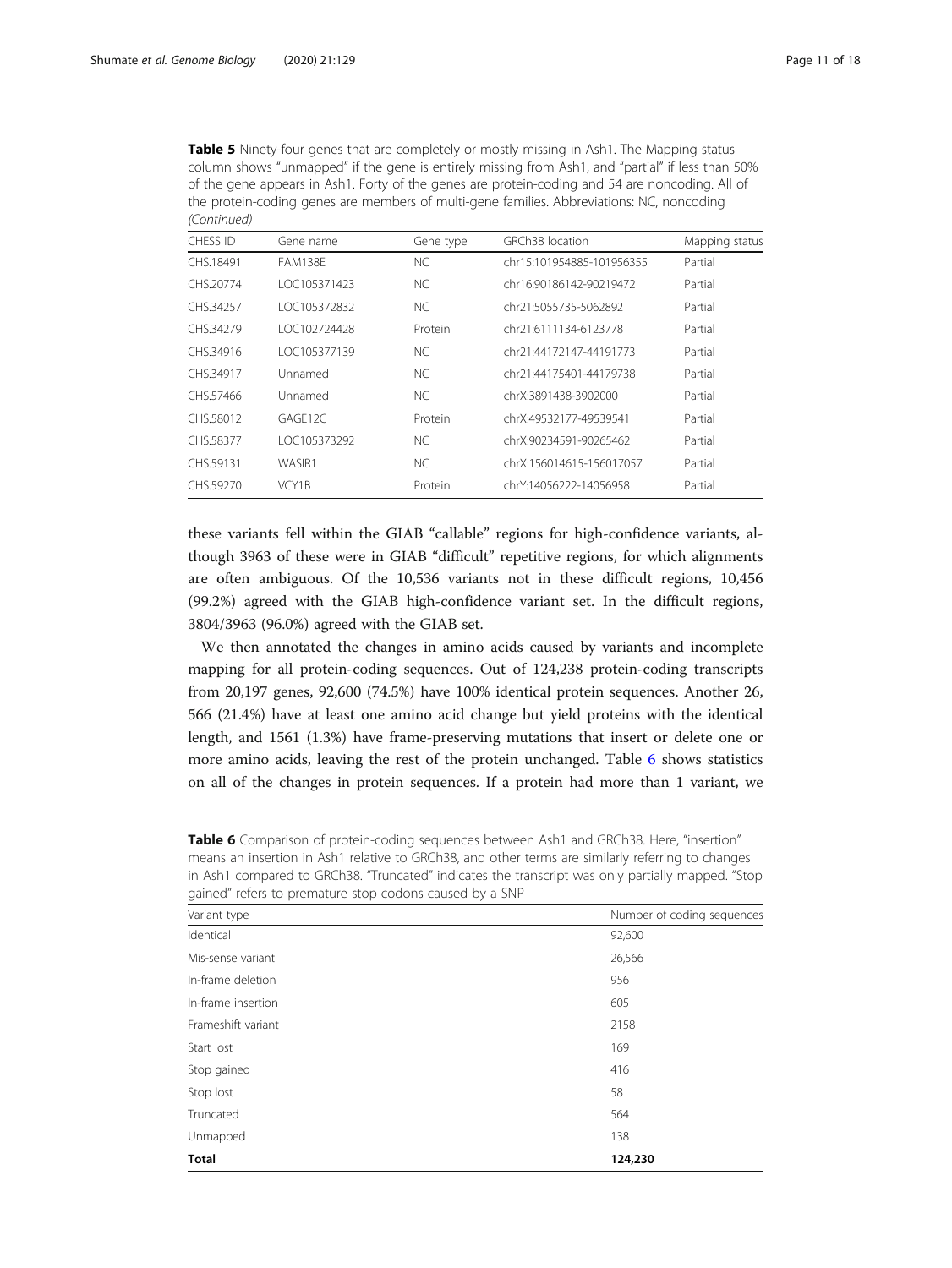**Table 5** Ninety-four genes that are completely or mostly missing in Ash1. The Mapping status column shows "unmapped" if the gene is entirely missing from Ash1, and "partial" if less than 50% of the gene appears in Ash1. Forty of the genes are protein-coding and 54 are noncoding. All of the protein-coding genes are members of multi-gene families. Abbreviations: NC, noncoding *(Continued)*

| CHESS ID | Gene name | Gene type | GRCh38 location | Mapping status |
|---|---|---|---|---|
| CHS.18491 | FAM138E | NC | chr15:101954885-101956355 | Partial |
| CHS.20774 | LOC105371423 | NC | chr16:90186142-90219472 | Partial |
| CHS.34257 | LOC105372832 | NC | chr21:5055735-5062892 | Partial |
| CHS.34279 | LOC102724428 | Protein | chr21:6111134-6123778 | Partial |
| CHS.34916 | LOC105377139 | NC | chr21:44172147-44191773 | Partial |
| CHS.34917 | Unnamed | NC | chr21:44175401-44179738 | Partial |
| CHS.57466 | Unnamed | NC | chrX:3891438-3902000 | Partial |
| CHS.58012 | GAGE12C | Protein | chrX:49532177-49539541 | Partial |
| CHS.58377 | LOC105373292 | NC | chrX:90234591-90265462 | Partial |
| CHS.59131 | WASIR1 | NC | chrX:156014615-156017057 | Partial |
| CHS.59270 | VCY1B | Protein | chrY:14056222-14056958 | Partial |

these variants fell within the GIAB "callable" regions for high-confidence variants, although 3963 of these were in GIAB "difficult" repetitive regions, for which alignments are often ambiguous. Of the 10,536 variants not in these difficult regions, 10,456 (99.2%) agreed with the GIAB high-confidence variant set. In the difficult regions, 3804/3963 (96.0%) agreed with the GIAB set.

We then annotated the changes in amino acids caused by variants and incomplete mapping for all protein-coding sequences. Out of 124,238 protein-coding transcripts from 20,197 genes, 92,600 (74.5%) have 100% identical protein sequences. Another 26,566 (21.4%) have at least one amino acid change but yield proteins with the identical length, and 1561 (1.3%) have frame-preserving mutations that insert or delete one or more amino acids, leaving the rest of the protein unchanged. Table 6 shows statistics on all of the changes in protein sequences. If a protein had more than 1 variant, we

**Table 6** Comparison of protein-coding sequences between Ash1 and GRCh38. Here, "insertion" means an insertion in Ash1 relative to GRCh38, and other terms are similarly referring to changes in Ash1 compared to GRCh38. "Truncated" indicates the transcript was only partially mapped. "Stop gained" refers to premature stop codons caused by a SNP

| Variant type | Number of coding sequences |
|---|---|
| Identical | 92,600 |
| Mis-sense variant | 26,566 |
| In-frame deletion | 956 |
| In-frame insertion | 605 |
| Frameshift variant | 2158 |
| Start lost | 169 |
| Stop gained | 416 |
| Stop lost | 58 |
| Truncated | 564 |
| Unmapped | 138 |
| **Total** | **124,230** |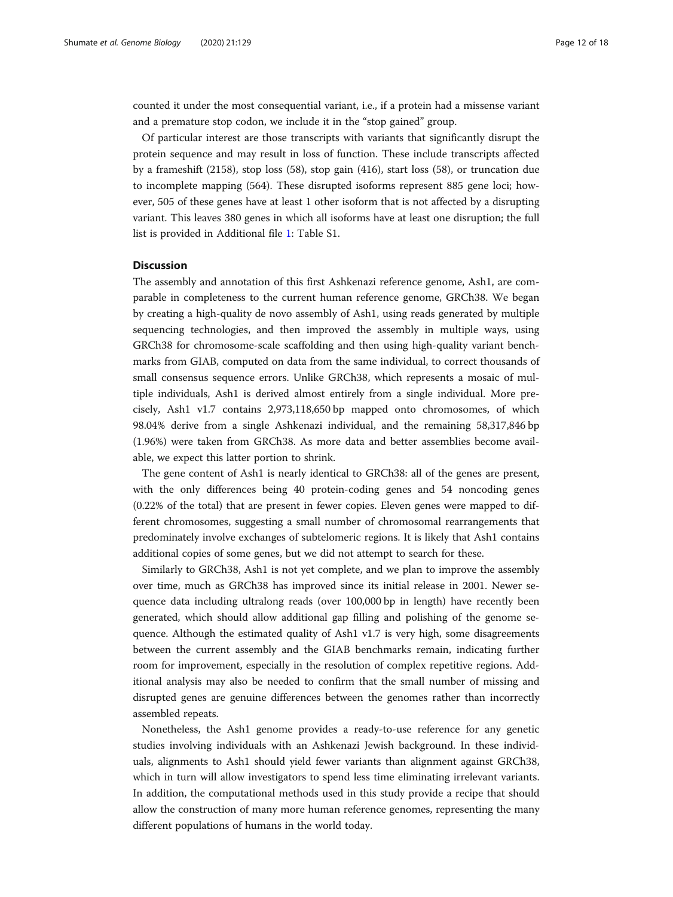counted it under the most consequential variant, i.e., if a protein had a missense variant and a premature stop codon, we include it in the "stop gained" group.

Of particular interest are those transcripts with variants that significantly disrupt the protein sequence and may result in loss of function. These include transcripts affected by a frameshift (2158), stop loss (58), stop gain (416), start loss (58), or truncation due to incomplete mapping (564). These disrupted isoforms represent 885 gene loci; however, 505 of these genes have at least 1 other isoform that is not affected by a disrupting variant. This leaves 380 genes in which all isoforms have at least one disruption; the full list is provided in Additional file 1: Table S1.

## Discussion

The assembly and annotation of this first Ashkenazi reference genome, Ash1, are comparable in completeness to the current human reference genome, GRCh38. We began by creating a high-quality de novo assembly of Ash1, using reads generated by multiple sequencing technologies, and then improved the assembly in multiple ways, using GRCh38 for chromosome-scale scaffolding and then using high-quality variant benchmarks from GIAB, computed on data from the same individual, to correct thousands of small consensus sequence errors. Unlike GRCh38, which represents a mosaic of multiple individuals, Ash1 is derived almost entirely from a single individual. More precisely, Ash1 v1.7 contains 2,973,118,650 bp mapped onto chromosomes, of which 98.04% derive from a single Ashkenazi individual, and the remaining 58,317,846 bp (1.96%) were taken from GRCh38. As more data and better assemblies become available, we expect this latter portion to shrink.

The gene content of Ash1 is nearly identical to GRCh38: all of the genes are present, with the only differences being 40 protein-coding genes and 54 noncoding genes (0.22% of the total) that are present in fewer copies. Eleven genes were mapped to different chromosomes, suggesting a small number of chromosomal rearrangements that predominately involve exchanges of subtelomeric regions. It is likely that Ash1 contains additional copies of some genes, but we did not attempt to search for these.

Similarly to GRCh38, Ash1 is not yet complete, and we plan to improve the assembly over time, much as GRCh38 has improved since its initial release in 2001. Newer sequence data including ultralong reads (over 100,000 bp in length) have recently been generated, which should allow additional gap filling and polishing of the genome sequence. Although the estimated quality of Ash1 v1.7 is very high, some disagreements between the current assembly and the GIAB benchmarks remain, indicating further room for improvement, especially in the resolution of complex repetitive regions. Additional analysis may also be needed to confirm that the small number of missing and disrupted genes are genuine differences between the genomes rather than incorrectly assembled repeats.

Nonetheless, the Ash1 genome provides a ready-to-use reference for any genetic studies involving individuals with an Ashkenazi Jewish background. In these individuals, alignments to Ash1 should yield fewer variants than alignment against GRCh38, which in turn will allow investigators to spend less time eliminating irrelevant variants. In addition, the computational methods used in this study provide a recipe that should allow the construction of many more human reference genomes, representing the many different populations of humans in the world today.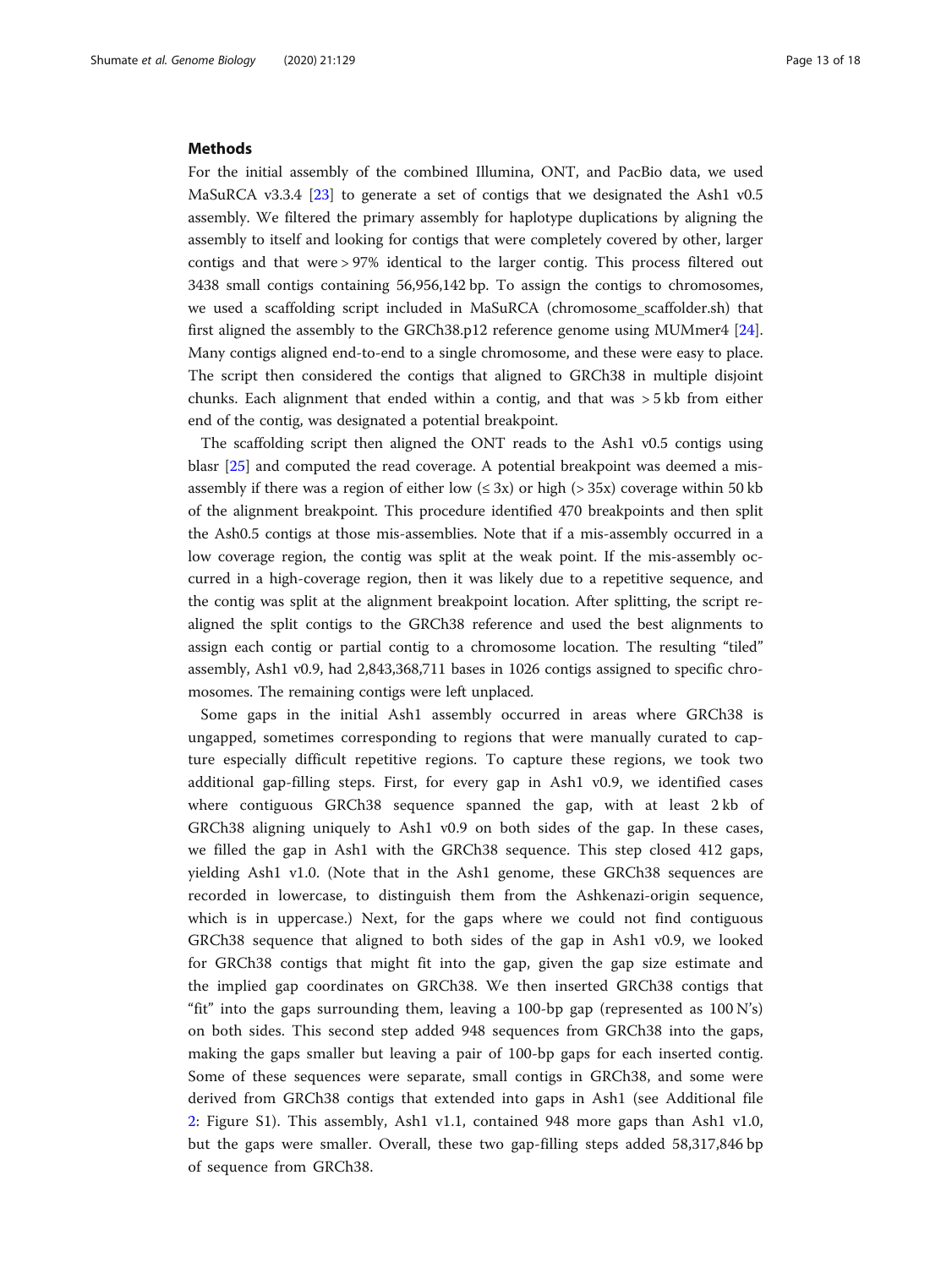## Methods

For the initial assembly of the combined Illumina, ONT, and PacBio data, we used MaSuRCA v3.3.4 [23] to generate a set of contigs that we designated the Ash1 v0.5 assembly. We filtered the primary assembly for haplotype duplications by aligning the assembly to itself and looking for contigs that were completely covered by other, larger contigs and that were > 97% identical to the larger contig. This process filtered out 3438 small contigs containing 56,956,142 bp. To assign the contigs to chromosomes, we used a scaffolding script included in MaSuRCA (chromosome_scaffolder.sh) that first aligned the assembly to the GRCh38.p12 reference genome using MUMmer4 [24]. Many contigs aligned end-to-end to a single chromosome, and these were easy to place. The script then considered the contigs that aligned to GRCh38 in multiple disjoint chunks. Each alignment that ended within a contig, and that was > 5 kb from either end of the contig, was designated a potential breakpoint.

The scaffolding script then aligned the ONT reads to the Ash1 v0.5 contigs using blasr [25] and computed the read coverage. A potential breakpoint was deemed a mis-assembly if there was a region of either low (≤ 3x) or high (> 35x) coverage within 50 kb of the alignment breakpoint. This procedure identified 470 breakpoints and then split the Ash0.5 contigs at those mis-assemblies. Note that if a mis-assembly occurred in a low coverage region, the contig was split at the weak point. If the mis-assembly occurred in a high-coverage region, then it was likely due to a repetitive sequence, and the contig was split at the alignment breakpoint location. After splitting, the script re-aligned the split contigs to the GRCh38 reference and used the best alignments to assign each contig or partial contig to a chromosome location. The resulting "tiled" assembly, Ash1 v0.9, had 2,843,368,711 bases in 1026 contigs assigned to specific chromosomes. The remaining contigs were left unplaced.

Some gaps in the initial Ash1 assembly occurred in areas where GRCh38 is ungapped, sometimes corresponding to regions that were manually curated to capture especially difficult repetitive regions. To capture these regions, we took two additional gap-filling steps. First, for every gap in Ash1 v0.9, we identified cases where contiguous GRCh38 sequence spanned the gap, with at least 2 kb of GRCh38 aligning uniquely to Ash1 v0.9 on both sides of the gap. In these cases, we filled the gap in Ash1 with the GRCh38 sequence. This step closed 412 gaps, yielding Ash1 v1.0. (Note that in the Ash1 genome, these GRCh38 sequences are recorded in lowercase, to distinguish them from the Ashkenazi-origin sequence, which is in uppercase.) Next, for the gaps where we could not find contiguous GRCh38 sequence that aligned to both sides of the gap in Ash1 v0.9, we looked for GRCh38 contigs that might fit into the gap, given the gap size estimate and the implied gap coordinates on GRCh38. We then inserted GRCh38 contigs that "fit" into the gaps surrounding them, leaving a 100-bp gap (represented as 100 N's) on both sides. This second step added 948 sequences from GRCh38 into the gaps, making the gaps smaller but leaving a pair of 100-bp gaps for each inserted contig. Some of these sequences were separate, small contigs in GRCh38, and some were derived from GRCh38 contigs that extended into gaps in Ash1 (see Additional file 2: Figure S1). This assembly, Ash1 v1.1, contained 948 more gaps than Ash1 v1.0, but the gaps were smaller. Overall, these two gap-filling steps added 58,317,846 bp of sequence from GRCh38.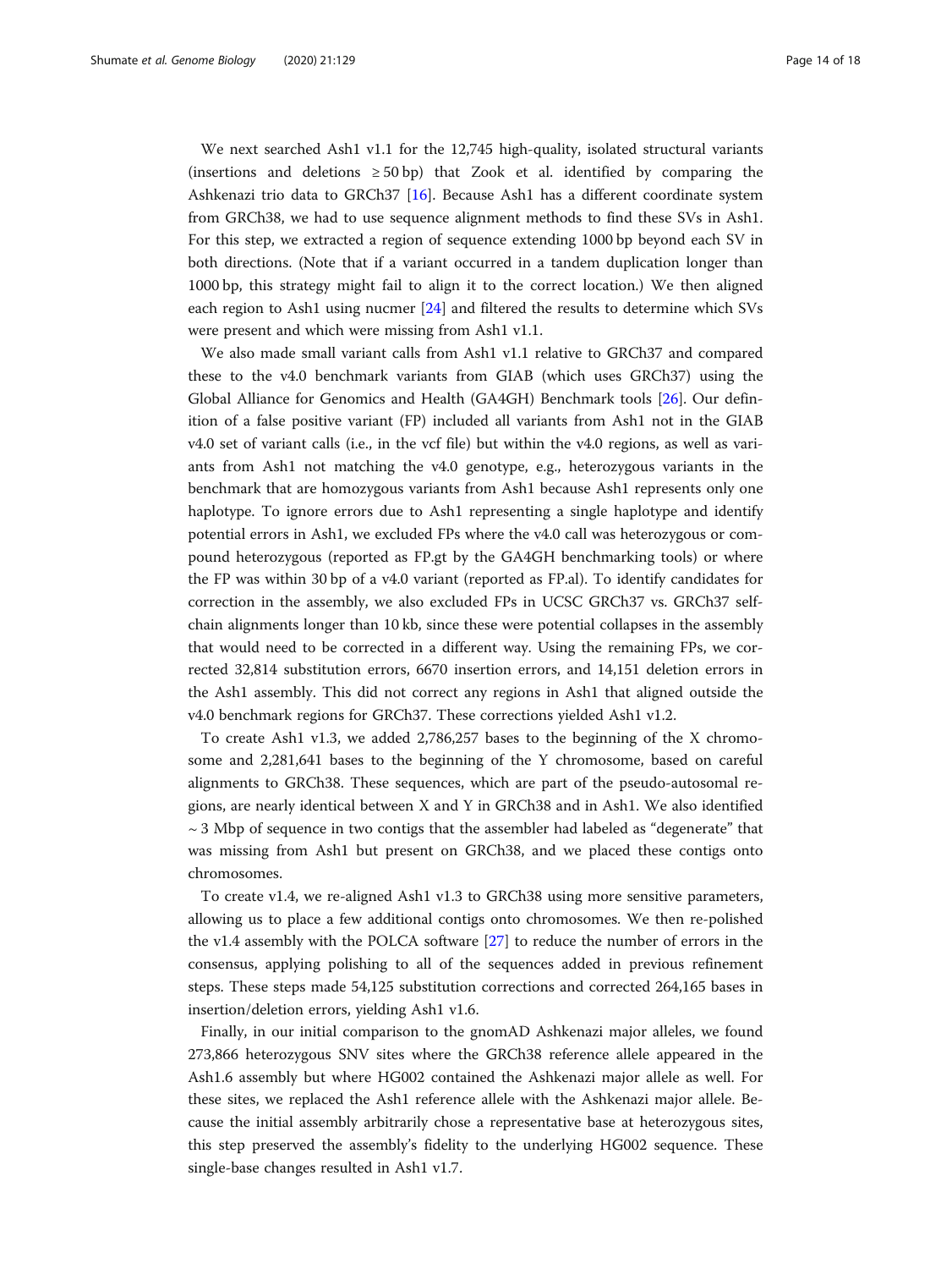We next searched Ash1 v1.1 for the 12,745 high-quality, isolated structural variants (insertions and deletions $\geq 50$ bp) that Zook et al. identified by comparing the Ashkenazi trio data to GRCh37 [16]. Because Ash1 has a different coordinate system from GRCh38, we had to use sequence alignment methods to find these SVs in Ash1. For this step, we extracted a region of sequence extending 1000 bp beyond each SV in both directions. (Note that if a variant occurred in a tandem duplication longer than 1000 bp, this strategy might fail to align it to the correct location.) We then aligned each region to Ash1 using nucmer [24] and filtered the results to determine which SVs were present and which were missing from Ash1 v1.1.

We also made small variant calls from Ash1 v1.1 relative to GRCh37 and compared these to the v4.0 benchmark variants from GIAB (which uses GRCh37) using the Global Alliance for Genomics and Health (GA4GH) Benchmark tools [26]. Our definition of a false positive variant (FP) included all variants from Ash1 not in the GIAB v4.0 set of variant calls (i.e., in the vcf file) but within the v4.0 regions, as well as variants from Ash1 not matching the v4.0 genotype, e.g., heterozygous variants in the benchmark that are homozygous variants from Ash1 because Ash1 represents only one haplotype. To ignore errors due to Ash1 representing a single haplotype and identify potential errors in Ash1, we excluded FPs where the v4.0 call was heterozygous or compound heterozygous (reported as FP.gt by the GA4GH benchmarking tools) or where the FP was within 30 bp of a v4.0 variant (reported as FP.al). To identify candidates for correction in the assembly, we also excluded FPs in UCSC GRCh37 vs. GRCh37 self-chain alignments longer than 10 kb, since these were potential collapses in the assembly that would need to be corrected in a different way. Using the remaining FPs, we corrected 32,814 substitution errors, 6670 insertion errors, and 14,151 deletion errors in the Ash1 assembly. This did not correct any regions in Ash1 that aligned outside the v4.0 benchmark regions for GRCh37. These corrections yielded Ash1 v1.2.

To create Ash1 v1.3, we added 2,786,257 bases to the beginning of the X chromosome and 2,281,641 bases to the beginning of the Y chromosome, based on careful alignments to GRCh38. These sequences, which are part of the pseudo-autosomal regions, are nearly identical between X and Y in GRCh38 and in Ash1. We also identified ~ 3 Mbp of sequence in two contigs that the assembler had labeled as "degenerate" that was missing from Ash1 but present on GRCh38, and we placed these contigs onto chromosomes.

To create v1.4, we re-aligned Ash1 v1.3 to GRCh38 using more sensitive parameters, allowing us to place a few additional contigs onto chromosomes. We then re-polished the v1.4 assembly with the POLCA software [27] to reduce the number of errors in the consensus, applying polishing to all of the sequences added in previous refinement steps. These steps made 54,125 substitution corrections and corrected 264,165 bases in insertion/deletion errors, yielding Ash1 v1.6.

Finally, in our initial comparison to the gnomAD Ashkenazi major alleles, we found 273,866 heterozygous SNV sites where the GRCh38 reference allele appeared in the Ash1.6 assembly but where HG002 contained the Ashkenazi major allele as well. For these sites, we replaced the Ash1 reference allele with the Ashkenazi major allele. Because the initial assembly arbitrarily chose a representative base at heterozygous sites, this step preserved the assembly's fidelity to the underlying HG002 sequence. These single-base changes resulted in Ash1 v1.7.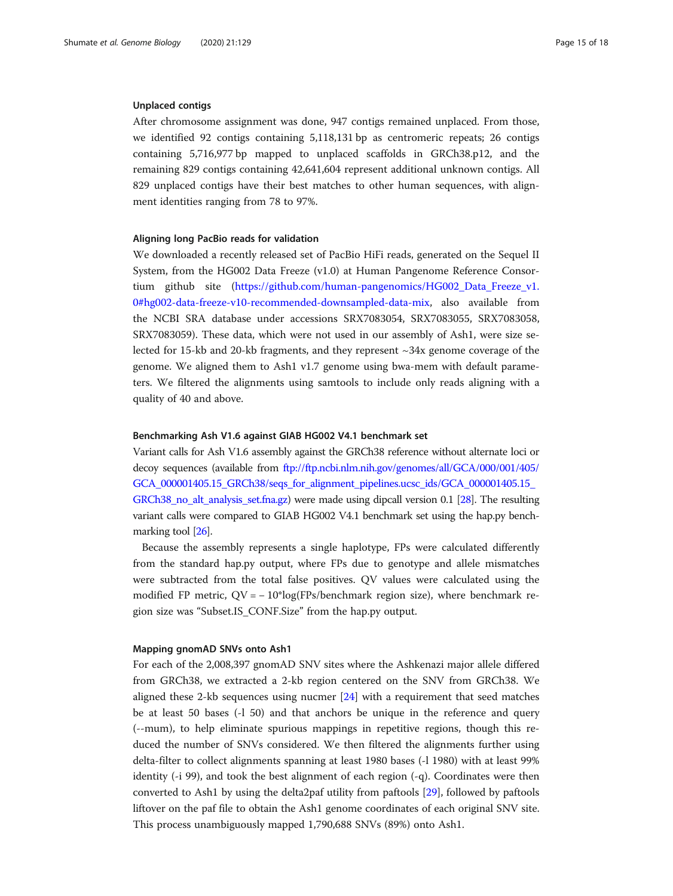### Unplaced contigs

After chromosome assignment was done, 947 contigs remained unplaced. From those, we identified 92 contigs containing 5,118,131 bp as centromeric repeats; 26 contigs containing 5,716,977 bp mapped to unplaced scaffolds in GRCh38.p12, and the remaining 829 contigs containing 42,641,604 represent additional unknown contigs. All 829 unplaced contigs have their best matches to other human sequences, with alignment identities ranging from 78 to 97%.

### Aligning long PacBio reads for validation

We downloaded a recently released set of PacBio HiFi reads, generated on the Sequel II System, from the HG002 Data Freeze (v1.0) at Human Pangenome Reference Consortium github site (https://github.com/human-pangenomics/HG002_Data_Freeze_v1.0#hg002-data-freeze-v10-recommended-downsampled-data-mix, also available from the NCBI SRA database under accessions SRX7083054, SRX7083055, SRX7083058, SRX7083059). These data, which were not used in our assembly of Ash1, were size selected for 15-kb and 20-kb fragments, and they represent ~34x genome coverage of the genome. We aligned them to Ash1 v1.7 genome using bwa-mem with default parameters. We filtered the alignments using samtools to include only reads aligning with a quality of 40 and above.

### Benchmarking Ash V1.6 against GIAB HG002 V4.1 benchmark set

Variant calls for Ash V1.6 assembly against the GRCh38 reference without alternate loci or decoy sequences (available from ftp://ftp.ncbi.nlm.nih.gov/genomes/all/GCA/000/001/405/GCA_000001405.15_GRCh38/seqs_for_alignment_pipelines.ucsc_ids/GCA_000001405.15_GRCh38_no_alt_analysis_set.fna.gz) were made using dipcall version 0.1 [28]. The resulting variant calls were compared to GIAB HG002 V4.1 benchmark set using the hap.py benchmarking tool [26].

Because the assembly represents a single haplotype, FPs were calculated differently from the standard hap.py output, where FPs due to genotype and allele mismatches were subtracted from the total false positives. QV values were calculated using the modified FP metric, $QV = -10*\log(FPs/\text{benchmark region size})$, where benchmark region size was "Subset.IS_CONF.Size" from the hap.py output.

### Mapping gnomAD SNVs onto Ash1

For each of the 2,008,397 gnomAD SNV sites where the Ashkenazi major allele differed from GRCh38, we extracted a 2-kb region centered on the SNV from GRCh38. We aligned these 2-kb sequences using nucmer [24] with a requirement that seed matches be at least 50 bases (-l 50) and that anchors be unique in the reference and query (--mum), to help eliminate spurious mappings in repetitive regions, though this reduced the number of SNVs considered. We then filtered the alignments further using delta-filter to collect alignments spanning at least 1980 bases (-l 1980) with at least 99% identity (-i 99), and took the best alignment of each region (-q). Coordinates were then converted to Ash1 by using the delta2paf utility from paftools [29], followed by paftools liftover on the paf file to obtain the Ash1 genome coordinates of each original SNV site. This process unambiguously mapped 1,790,688 SNVs (89%) onto Ash1.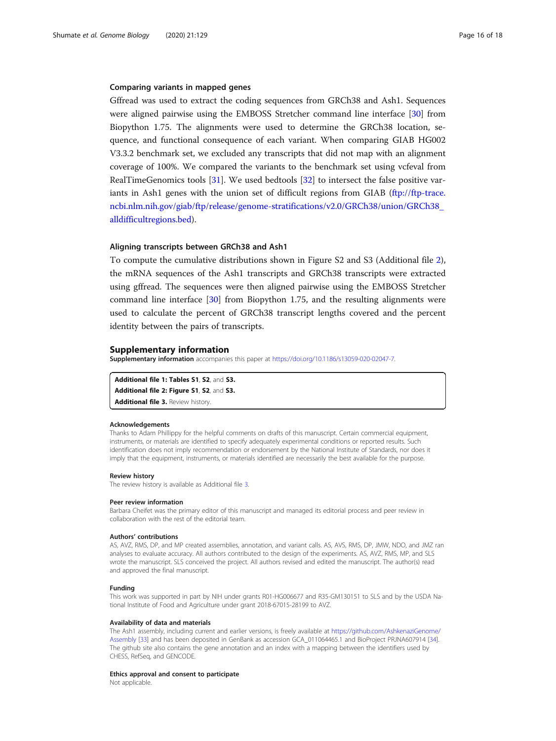### Comparing variants in mapped genes

Gffread was used to extract the coding sequences from GRCh38 and Ash1. Sequences were aligned pairwise using the EMBOSS Stretcher command line interface [30] from Biopython 1.75. The alignments were used to determine the GRCh38 location, sequence, and functional consequence of each variant. When comparing GIAB HG002 V3.3.2 benchmark set, we excluded any transcripts that did not map with an alignment coverage of 100%. We compared the variants to the benchmark set using vcfeval from RealTimeGenomics tools [31]. We used bedtools [32] to intersect the false positive variants in Ash1 genes with the union set of difficult regions from GIAB (ftp://ftp-trace.ncbi.nlm.nih.gov/giab/ftp/release/genome-stratifications/v2.0/GRCh38/union/GRCh38_alldifficultregions.bed).

### Aligning transcripts between GRCh38 and Ash1

To compute the cumulative distributions shown in Figure S2 and S3 (Additional file 2), the mRNA sequences of the Ash1 transcripts and GRCh38 transcripts were extracted using gffread. The sequences were then aligned pairwise using the EMBOSS Stretcher command line interface [30] from Biopython 1.75, and the resulting alignments were used to calculate the percent of GRCh38 transcript lengths covered and the percent identity between the pairs of transcripts.

## Supplementary information

**Supplementary information** accompanies this paper at https://doi.org/10.1186/s13059-020-02047-7.

**Additional file 1: Tables S1**, **S2**, and **S3.**
**Additional file 2: Figure S1**, **S2**, and **S3.**
**Additional file 3.** Review history.

#### Acknowledgements

Thanks to Adam Phillippy for the helpful comments on drafts of this manuscript. Certain commercial equipment, instruments, or materials are identified to specify adequately experimental conditions or reported results. Such identification does not imply recommendation or endorsement by the National Institute of Standards, nor does it imply that the equipment, instruments, or materials identified are necessarily the best available for the purpose.

#### Review history

The review history is available as Additional file 3.

#### Peer review information

Barbara Cheifet was the primary editor of this manuscript and managed its editorial process and peer review in collaboration with the rest of the editorial team.

#### Authors' contributions

AS, AVZ, RMS, DP, and MP created assemblies, annotation, and variant calls. AS, AVS, RMS, DP, JMW, NDO, and JMZ ran analyses to evaluate accuracy. All authors contributed to the design of the experiments. AS, AVZ, RMS, MP, and SLS wrote the manuscript. SLS conceived the project. All authors revised and edited the manuscript. The author(s) read and approved the final manuscript.

#### Funding

This work was supported in part by NIH under grants R01-HG006677 and R35-GM130151 to SLS and by the USDA National Institute of Food and Agriculture under grant 2018-67015-28199 to AVZ.

#### Availability of data and materials

The Ash1 assembly, including current and earlier versions, is freely available at https://github.com/AshkenaziGenome/Assembly [33] and has been deposited in GenBank as accession GCA_011064465.1 and BioProject PRJNA607914 [34]. The github site also contains the gene annotation and an index with a mapping between the identifiers used by CHESS, RefSeq, and GENCODE.

#### Ethics approval and consent to participate

Not applicable.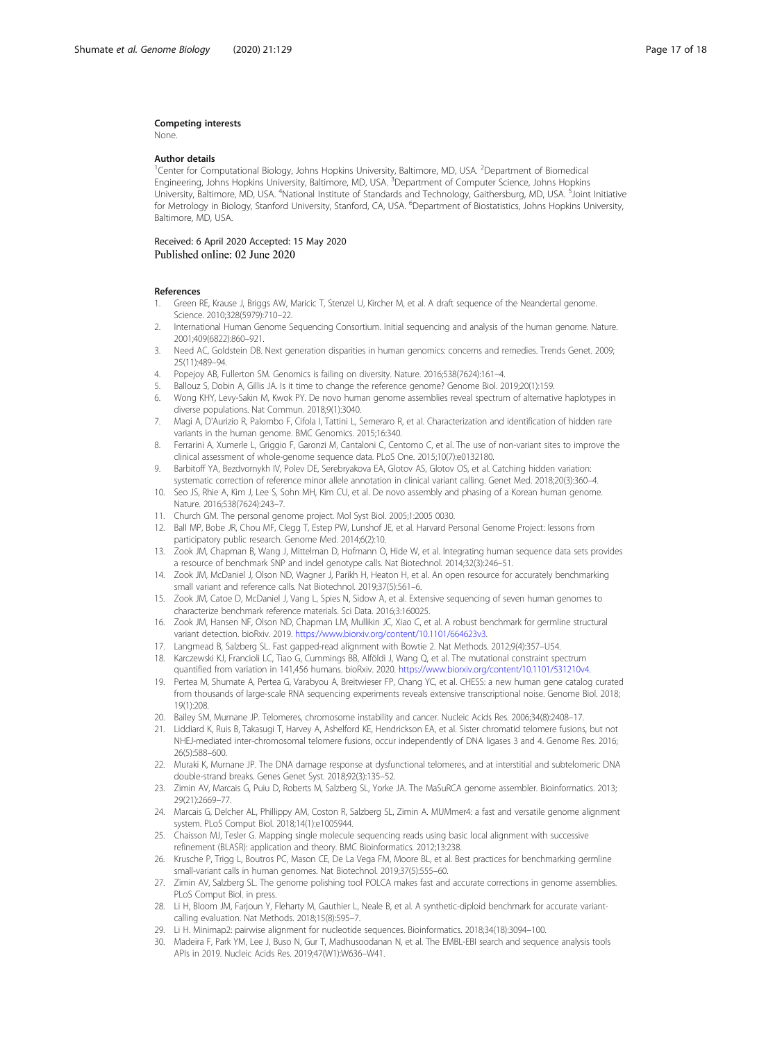#### Competing interests

None.

#### Author details

[1]Center for Computational Biology, Johns Hopkins University, Baltimore, MD, USA. [2]Department of Biomedical Engineering, Johns Hopkins University, Baltimore, MD, USA. [3]Department of Computer Science, Johns Hopkins University, Baltimore, MD, USA. [4]National Institute of Standards and Technology, Gaithersburg, MD, USA. [5]Joint Initiative for Metrology in Biology, Stanford University, Stanford, CA, USA. [6]Department of Biostatistics, Johns Hopkins University, Baltimore, MD, USA.

Received: 6 April 2020 Accepted: 15 May 2020
Published online: 02 June 2020

#### References

1. Green RE, Krause J, Briggs AW, Maricic T, Stenzel U, Kircher M, et al. A draft sequence of the Neandertal genome. Science. 2010;328(5979):710–22.
2. International Human Genome Sequencing Consortium. Initial sequencing and analysis of the human genome. Nature. 2001;409(6822):860–921.
3. Need AC, Goldstein DB. Next generation disparities in human genomics: concerns and remedies. Trends Genet. 2009; 25(11):489–94.
4. Popejoy AB, Fullerton SM. Genomics is failing on diversity. Nature. 2016;538(7624):161–4.
5. Ballouz S, Dobin A, Gillis JA. Is it time to change the reference genome? Genome Biol. 2019;20(1):159.
6. Wong KHY, Levy-Sakin M, Kwok PY. De novo human genome assemblies reveal spectrum of alternative haplotypes in diverse populations. Nat Commun. 2018;9(1):3040.
7. Magi A, D'Aurizio R, Palombo F, Cifola I, Tattini L, Semeraro R, et al. Characterization and identification of hidden rare variants in the human genome. BMC Genomics. 2015;16:340.
8. Ferrarini A, Xumerle L, Griggio F, Garonzi M, Cantaloni C, Centomo C, et al. The use of non-variant sites to improve the clinical assessment of whole-genome sequence data. PLoS One. 2015;10(7):e0132180.
9. Barbitoff YA, Bezdvornykh IV, Polev DE, Serebryakova EA, Glotov AS, Glotov OS, et al. Catching hidden variation: systematic correction of reference minor allele annotation in clinical variant calling. Genet Med. 2018;20(3):360–4.
10. Seo JS, Rhie A, Kim J, Lee S, Sohn MH, Kim CU, et al. De novo assembly and phasing of a Korean human genome. Nature. 2016;538(7624):243–7.
11. Church GM. The personal genome project. Mol Syst Biol. 2005;1:2005 0030.
12. Ball MP, Bobe JR, Chou MF, Clegg T, Estep PW, Lunshof JE, et al. Harvard Personal Genome Project: lessons from participatory public research. Genome Med. 2014;6(2):10.
13. Zook JM, Chapman B, Wang J, Mittelman D, Hofmann O, Hide W, et al. Integrating human sequence data sets provides a resource of benchmark SNP and indel genotype calls. Nat Biotechnol. 2014;32(3):246–51.
14. Zook JM, McDaniel J, Olson ND, Wagner J, Parikh H, Heaton H, et al. An open resource for accurately benchmarking small variant and reference calls. Nat Biotechnol. 2019;37(5):561–6.
15. Zook JM, Catoe D, McDaniel J, Vang L, Spies N, Sidow A, et al. Extensive sequencing of seven human genomes to characterize benchmark reference materials. Sci Data. 2016;3:160025.
16. Zook JM, Hansen NF, Olson ND, Chapman LM, Mullikin JC, Xiao C, et al. A robust benchmark for germline structural variant detection. bioRxiv. 2019. https://www.biorxiv.org/content/10.1101/664623v3.
17. Langmead B, Salzberg SL. Fast gapped-read alignment with Bowtie 2. Nat Methods. 2012;9(4):357–U54.
18. Karczewski KJ, Francioli LC, Tiao G, Cummings BB, Alföldi J, Wang Q, et al. The mutational constraint spectrum quantified from variation in 141,456 humans. bioRxiv. 2020. https://www.biorxiv.org/content/10.1101/531210v4.
19. Pertea M, Shumate A, Pertea G, Varabyou A, Breitwieser FP, Chang YC, et al. CHESS: a new human gene catalog curated from thousands of large-scale RNA sequencing experiments reveals extensive transcriptional noise. Genome Biol. 2018; 19(1):208.
20. Bailey SM, Murnane JP. Telomeres, chromosome instability and cancer. Nucleic Acids Res. 2006;34(8):2408–17.
21. Liddiard K, Ruis B, Takasugi T, Harvey A, Ashelford KE, Hendrickson EA, et al. Sister chromatid telomere fusions, but not NHEJ-mediated inter-chromosomal telomere fusions, occur independently of DNA ligases 3 and 4. Genome Res. 2016; 26(5):588–600.
22. Muraki K, Murnane JP. The DNA damage response at dysfunctional telomeres, and at interstitial and subtelomeric DNA double-strand breaks. Genes Genet Syst. 2018;92(3):135–52.
23. Zimin AV, Marcais G, Puiu D, Roberts M, Salzberg SL, Yorke JA. The MaSuRCA genome assembler. Bioinformatics. 2013; 29(21):2669–77.
24. Marcais G, Delcher AL, Phillippy AM, Coston R, Salzberg SL, Zimin A. MUMmer4: a fast and versatile genome alignment system. PLoS Comput Biol. 2018;14(1):e1005944.
25. Chaisson MJ, Tesler G. Mapping single molecule sequencing reads using basic local alignment with successive refinement (BLASR): application and theory. BMC Bioinformatics. 2012;13:238.
26. Krusche P, Trigg L, Boutros PC, Mason CE, De La Vega FM, Moore BL, et al. Best practices for benchmarking germline small-variant calls in human genomes. Nat Biotechnol. 2019;37(5):555–60.
27. Zimin AV, Salzberg SL. The genome polishing tool POLCA makes fast and accurate corrections in genome assemblies. PLoS Comput Biol. in press.
28. Li H, Bloom JM, Farjoun Y, Fleharty M, Gauthier L, Neale B, et al. A synthetic-diploid benchmark for accurate variant-calling evaluation. Nat Methods. 2018;15(8):595–7.
29. Li H. Minimap2: pairwise alignment for nucleotide sequences. Bioinformatics. 2018;34(18):3094–100.
30. Madeira F, Park YM, Lee J, Buso N, Gur T, Madhusoodanan N, et al. The EMBL-EBI search and sequence analysis tools APIs in 2019. Nucleic Acids Res. 2019;47(W1):W636–W41.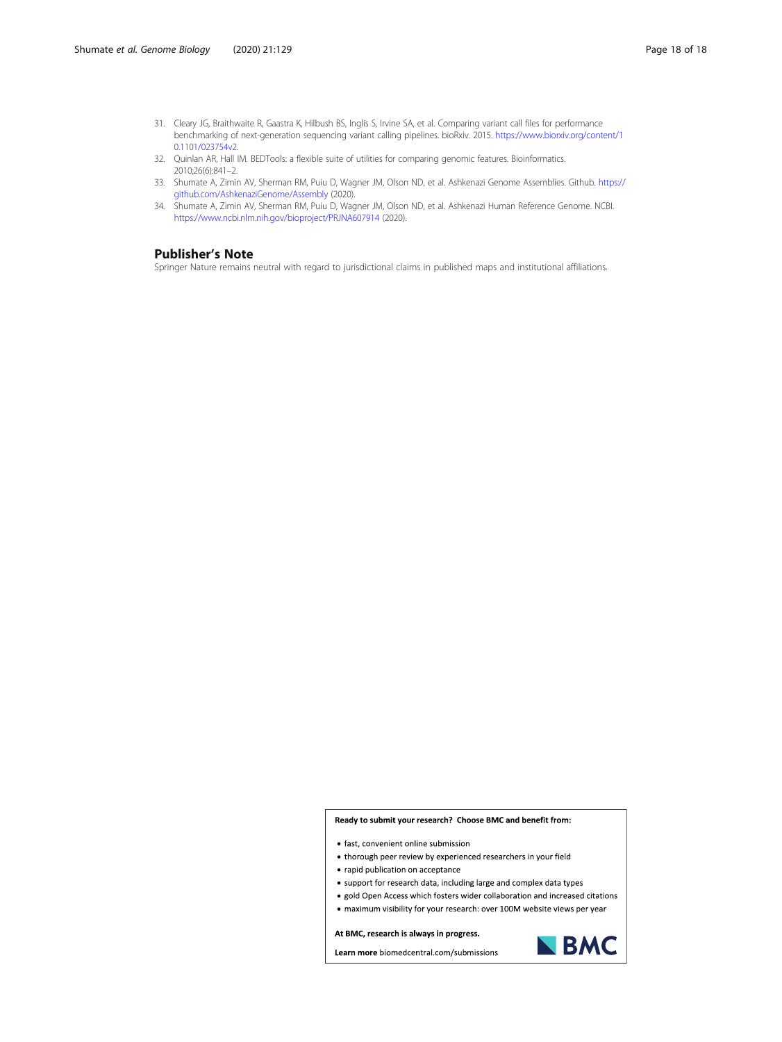31. Cleary JG, Braithwaite R, Gaastra K, Hilbush BS, Inglis S, Irvine SA, et al. Comparing variant call files for performance benchmarking of next-generation sequencing variant calling pipelines. bioRxiv. 2015. https://www.biorxiv.org/content/10.1101/023754v2.
32. Quinlan AR, Hall IM. BEDTools: a flexible suite of utilities for comparing genomic features. Bioinformatics. 2010;26(6):841–2.
33. Shumate A, Zimin AV, Sherman RM, Puiu D, Wagner JM, Olson ND, et al. Ashkenazi Genome Assemblies. Github. https://github.com/AshkenaziGenome/Assembly (2020).
34. Shumate A, Zimin AV, Sherman RM, Puiu D, Wagner JM, Olson ND, et al. Ashkenazi Human Reference Genome. NCBI. https://www.ncbi.nlm.nih.gov/bioproject/PRJNA607914 (2020).

## Publisher's Note

Springer Nature remains neutral with regard to jurisdictional claims in published maps and institutional affiliations.

**Ready to submit your research? Choose BMC and benefit from:**

- fast, convenient online submission
- thorough peer review by experienced researchers in your field
- rapid publication on acceptance
- support for research data, including large and complex data types
- gold Open Access which fosters wider collaboration and increased citations
- maximum visibility for your research: over 100M website views per year

**At BMC, research is always in progress.**

**Learn more** biomedcentral.com/submissions

BMC